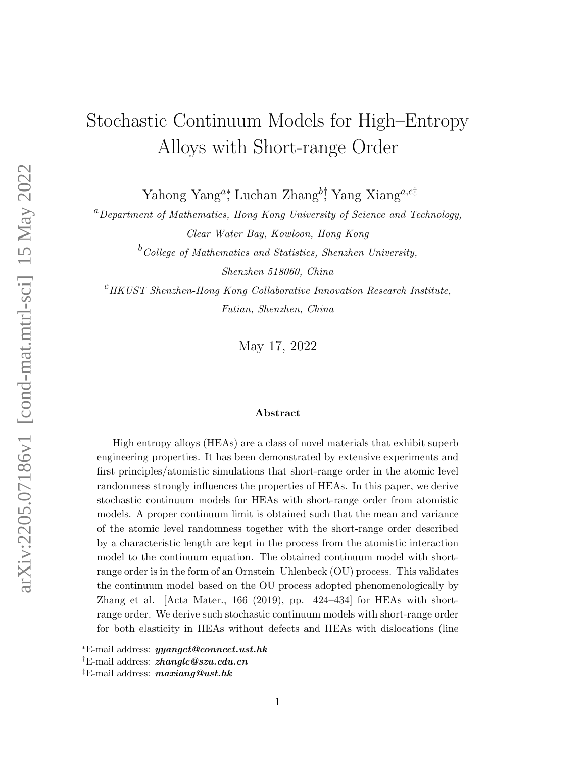# Stochastic Continuum Models for High–Entropy Alloys with Short-range Order

Yahong Yang[a]*, Luchan Zhang[b]†, Yang Xiang[a,c]‡

[a] *Department of Mathematics, Hong Kong University of Science and Technology, Clear Water Bay, Kowloon, Hong Kong*

[b] *College of Mathematics and Statistics, Shenzhen University, Shenzhen 518060, China*

[c] *HKUST Shenzhen-Hong Kong Collaborative Innovation Research Institute, Futian, Shenzhen, China*

May 17, 2022

**Abstract**

High entropy alloys (HEAs) are a class of novel materials that exhibit superb engineering properties. It has been demonstrated by extensive experiments and first principles/atomistic simulations that short-range order in the atomic level randomness strongly influences the properties of HEAs. In this paper, we derive stochastic continuum models for HEAs with short-range order from atomistic models. A proper continuum limit is obtained such that the mean and variance of the atomic level randomness together with the short-range order described by a characteristic length are kept in the process from the atomistic interaction model to the continuum equation. The obtained continuum model with short-range order is in the form of an Ornstein–Uhlenbeck (OU) process. This validates the continuum model based on the OU process adopted phenomenologically by Zhang et al. [Acta Mater., 166 (2019), pp. 424–434] for HEAs with short-range order. We derive such stochastic continuum models with short-range order for both elasticity in HEAs without defects and HEAs with dislocations (line

*E-mail address: ***yyangct@connect.ust.hk***

†E-mail address: ***zhanglc@szu.edu.cn***

‡E-mail address: ***maxiang@ust.hk***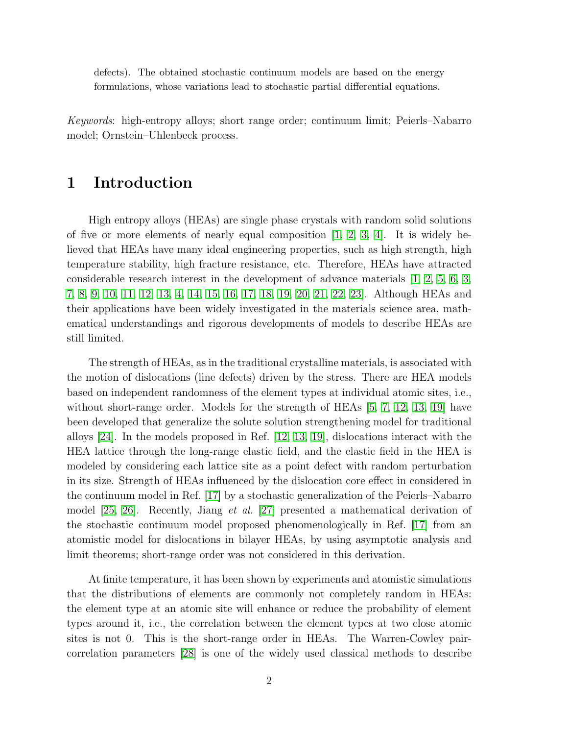defects). The obtained stochastic continuum models are based on the energy formulations, whose variations lead to stochastic partial differential equations.

*Keywords*: high-entropy alloys; short range order; continuum limit; Peierls–Nabarro model; Ornstein–Uhlenbeck process.

# 1 Introduction

High entropy alloys (HEAs) are single phase crystals with random solid solutions of five or more elements of nearly equal composition [1, 2, 3, 4]. It is widely believed that HEAs have many ideal engineering properties, such as high strength, high temperature stability, high fracture resistance, etc. Therefore, HEAs have attracted considerable research interest in the development of advance materials [1, 2, 5, 6, 3, 7, 8, 9, 10, 11, 12, 13, 4, 14, 15, 16, 17, 18, 19, 20, 21, 22, 23]. Although HEAs and their applications have been widely investigated in the materials science area, mathematical understandings and rigorous developments of models to describe HEAs are still limited.

The strength of HEAs, as in the traditional crystalline materials, is associated with the motion of dislocations (line defects) driven by the stress. There are HEA models based on independent randomness of the element types at individual atomic sites, i.e., without short-range order. Models for the strength of HEAs [5, 7, 12, 13, 19] have been developed that generalize the solute solution strengthening model for traditional alloys [24]. In the models proposed in Ref. [12, 13, 19], dislocations interact with the HEA lattice through the long-range elastic field, and the elastic field in the HEA is modeled by considering each lattice site as a point defect with random perturbation in its size. Strength of HEAs influenced by the dislocation core effect in considered in the continuum model in Ref. [17] by a stochastic generalization of the Peierls–Nabarro model [25, 26]. Recently, Jiang *et al.* [27] presented a mathematical derivation of the stochastic continuum model proposed phenomenologically in Ref. [17] from an atomistic model for dislocations in bilayer HEAs, by using asymptotic analysis and limit theorems; short-range order was not considered in this derivation.

At finite temperature, it has been shown by experiments and atomistic simulations that the distributions of elements are commonly not completely random in HEAs: the element type at an atomic site will enhance or reduce the probability of element types around it, i.e., the correlation between the element types at two close atomic sites is not 0. This is the short-range order in HEAs. The Warren-Cowley pair-correlation parameters [28] is one of the widely used classical methods to describe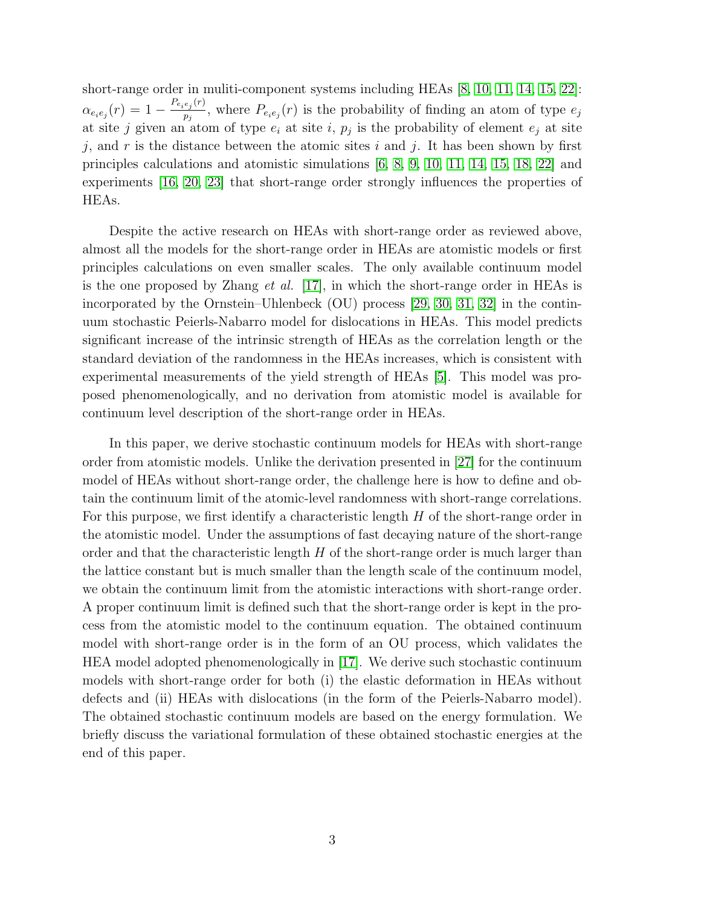short-range order in muliti-component systems including HEAs [8, 10, 11, 14, 15, 22]: $\alpha_{e_ie_j}(r) = 1 - \frac{P_{e_ie_j}(r)}{p_j}$, where $P_{e_ie_j}(r)$ is the probability of finding an atom of type $e_j$ at site $j$ given an atom of type $e_i$ at site $i$, $p_j$ is the probability of element $e_j$ at site $j$, and $r$ is the distance between the atomic sites $i$ and $j$. It has been shown by first principles calculations and atomistic simulations [6, 8, 9, 10, 11, 14, 15, 18, 22] and experiments [16, 20, 23] that short-range order strongly influences the properties of HEAs.

Despite the active research on HEAs with short-range order as reviewed above, almost all the models for the short-range order in HEAs are atomistic models or first principles calculations on even smaller scales. The only available continuum model is the one proposed by Zhang *et al.* [17], in which the short-range order in HEAs is incorporated by the Ornstein–Uhlenbeck (OU) process [29, 30, 31, 32] in the continuum stochastic Peierls-Nabarro model for dislocations in HEAs. This model predicts significant increase of the intrinsic strength of HEAs as the correlation length or the standard deviation of the randomness in the HEAs increases, which is consistent with experimental measurements of the yield strength of HEAs [5]. This model was proposed phenomenologically, and no derivation from atomistic model is available for continuum level description of the short-range order in HEAs.

In this paper, we derive stochastic continuum models for HEAs with short-range order from atomistic models. Unlike the derivation presented in [27] for the continuum model of HEAs without short-range order, the challenge here is how to define and obtain the continuum limit of the atomic-level randomness with short-range correlations. For this purpose, we first identify a characteristic length $H$ of the short-range order in the atomistic model. Under the assumptions of fast decaying nature of the short-range order and that the characteristic length $H$ of the short-range order is much larger than the lattice constant but is much smaller than the length scale of the continuum model, we obtain the continuum limit from the atomistic interactions with short-range order. A proper continuum limit is defined such that the short-range order is kept in the process from the atomistic model to the continuum equation. The obtained continuum model with short-range order is in the form of an OU process, which validates the HEA model adopted phenomenologically in [17]. We derive such stochastic continuum models with short-range order for both (i) the elastic deformation in HEAs without defects and (ii) HEAs with dislocations (in the form of the Peierls-Nabarro model). The obtained stochastic continuum models are based on the energy formulation. We briefly discuss the variational formulation of these obtained stochastic energies at the end of this paper.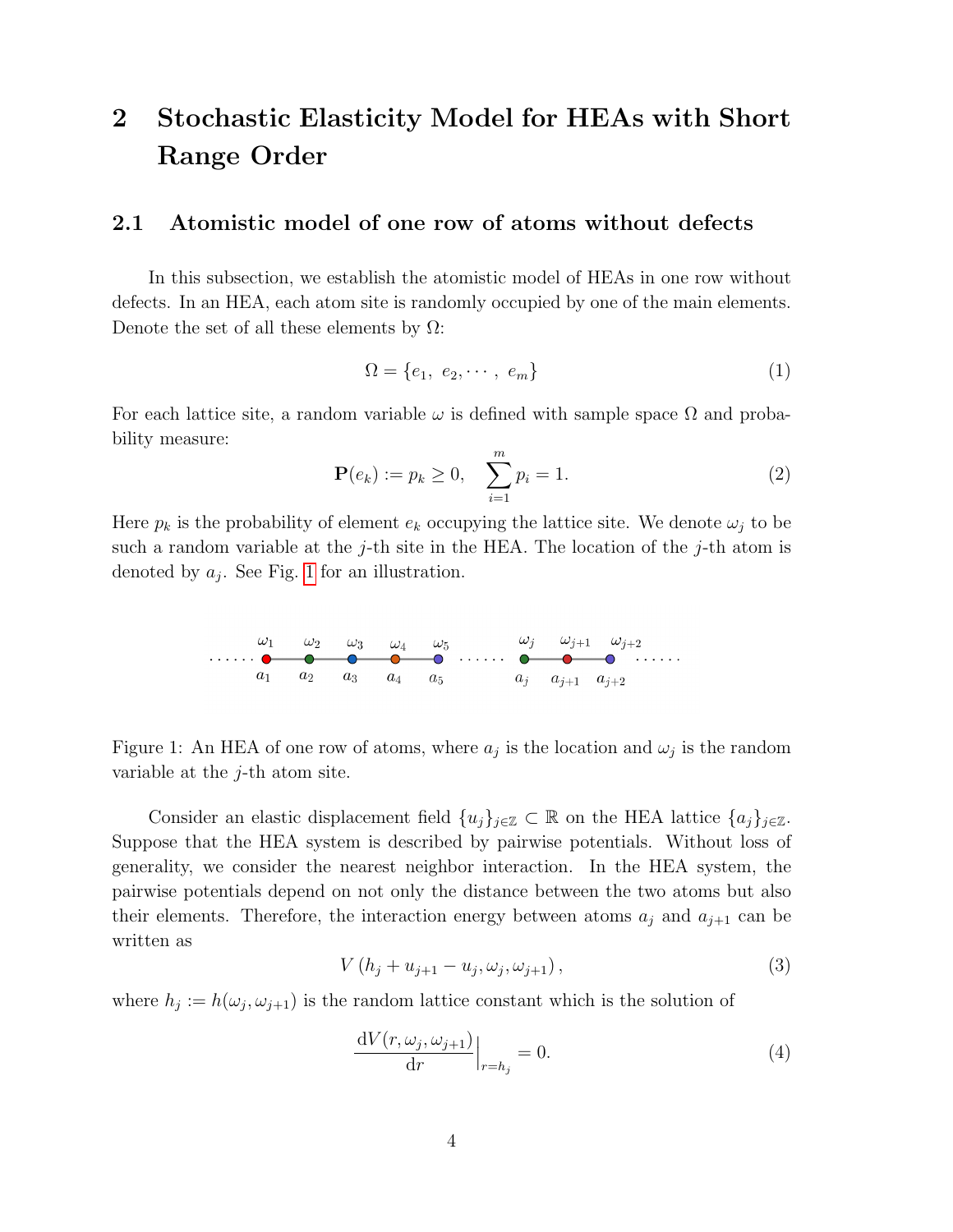# 2 Stochastic Elasticity Model for HEAs with Short Range Order

## 2.1 Atomistic model of one row of atoms without defects

In this subsection, we establish the atomistic model of HEAs in one row without defects. In an HEA, each atom site is randomly occupied by one of the main elements. Denote the set of all these elements by $\Omega$:

$$\Omega = \{e_1,\ e_2, \cdots,\ e_m\} \tag{1}$$

For each lattice site, a random variable $\omega$ is defined with sample space $\Omega$ and probability measure:

$$\mathbf{P}(e_k) := p_k \geq 0, \quad \sum_{i=1}^{m} p_i = 1. \tag{2}$$

Here $p_k$ is the probability of element $e_k$ occupying the lattice site. We denote $\omega_j$ to be such a random variable at the $j$-th site in the HEA. The location of the $j$-th atom is denoted by $a_j$. See Fig. 1 for an illustration.

Figure 1: An HEA of one row of atoms, where $a_j$ is the location and $\omega_j$ is the random variable at the $j$-th atom site.

Consider an elastic displacement field $\{u_j\}_{j\in\mathbb{Z}} \subset \mathbb{R}$ on the HEA lattice $\{a_j\}_{j\in\mathbb{Z}}$. Suppose that the HEA system is described by pairwise potentials. Without loss of generality, we consider the nearest neighbor interaction. In the HEA system, the pairwise potentials depend on not only the distance between the two atoms but also their elements. Therefore, the interaction energy between atoms $a_j$ and $a_{j+1}$ can be written as

$$V\left(h_j + u_{j+1} - u_j, \omega_j, \omega_{j+1}\right), \tag{3}$$

where $h_j := h(\omega_j, \omega_{j+1})$ is the random lattice constant which is the solution of

$$\frac{\mathrm{d}V(r, \omega_j, \omega_{j+1})}{\mathrm{d}r}\Big|_{r=h_j} = 0. \tag{4}$$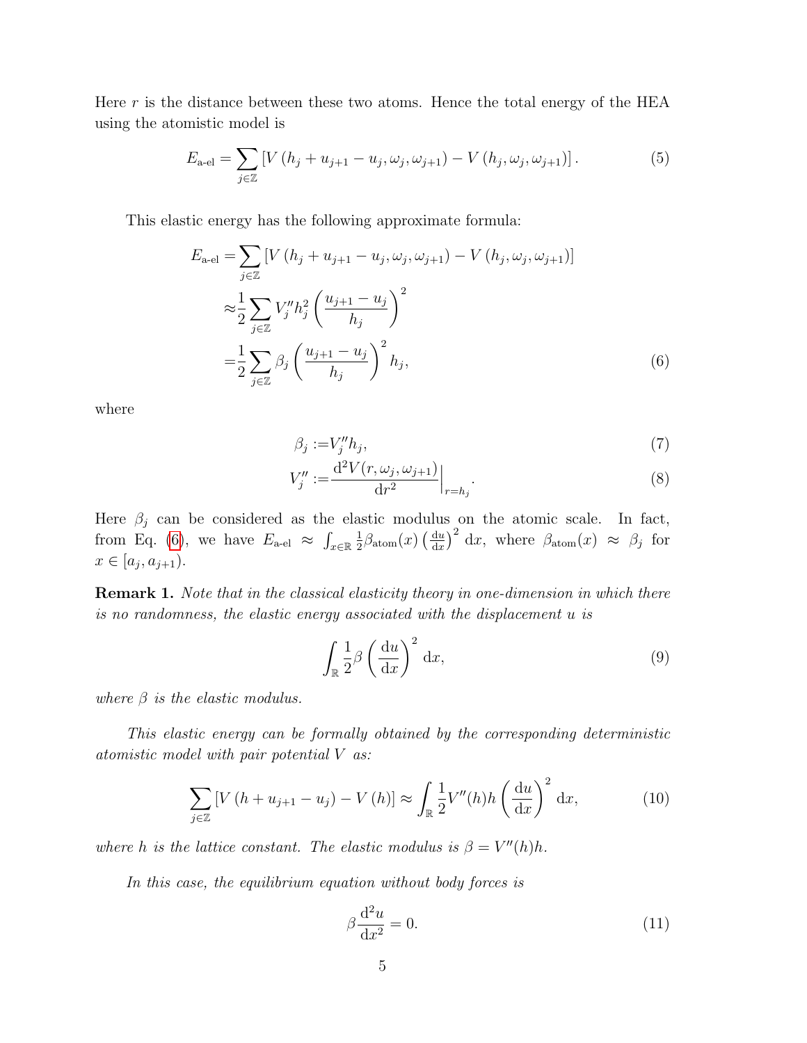Here $r$ is the distance between these two atoms. Hence the total energy of the HEA using the atomistic model is

$$E_{\text{a-el}} = \sum_{j\in\mathbb{Z}} \left[ V\left(h_j + u_{j+1} - u_j, \omega_j, \omega_{j+1}\right) - V\left(h_j, \omega_j, \omega_{j+1}\right) \right]. \tag{5}$$

This elastic energy has the following approximate formula:

$$\begin{aligned}
E_{\text{a-el}} =& \sum_{j\in\mathbb{Z}} \left[ V\left(h_j + u_{j+1} - u_j, \omega_j, \omega_{j+1}\right) - V\left(h_j, \omega_j, \omega_{j+1}\right) \right] \\
\approx& \frac{1}{2} \sum_{j\in\mathbb{Z}} V_j'' h_j^2 \left( \frac{u_{j+1} - u_j}{h_j} \right)^2 \\
=& \frac{1}{2} \sum_{j\in\mathbb{Z}} \beta_j \left( \frac{u_{j+1} - u_j}{h_j} \right)^2 h_j,
\end{aligned} \tag{6}$$

where

$$\beta_j := V_j'' h_j, \tag{7}$$

$$V_j'' := \frac{\mathrm{d}^2 V(r, \omega_j, \omega_{j+1})}{\mathrm{d}r^2}\Big|_{r=h_j}. \tag{8}$$

Here $\beta_j$ can be considered as the elastic modulus on the atomic scale. In fact, from Eq. (6), we have $E_{\text{a-el}} \approx \int_{x\in\mathbb{R}} \frac{1}{2}\beta_{\text{atom}}(x) \left(\frac{\mathrm{d}u}{\mathrm{d}x}\right)^2 \mathrm{d}x$, where $\beta_{\text{atom}}(x) \approx \beta_j$ for $x \in [a_j, a_{j+1})$.

**Remark 1.** *Note that in the classical elasticity theory in one-dimension in which there is no randomness, the elastic energy associated with the displacement $u$ is*

$$\int_{\mathbb{R}} \frac{1}{2} \beta \left( \frac{\mathrm{d}u}{\mathrm{d}x} \right)^2 \mathrm{d}x, \tag{9}$$

*where $\beta$ is the elastic modulus.*

*This elastic energy can be formally obtained by the corresponding deterministic atomistic model with pair potential $V$ as:*

$$\sum_{j\in\mathbb{Z}} \left[ V\left(h + u_{j+1} - u_j\right) - V\left(h\right) \right] \approx \int_{\mathbb{R}} \frac{1}{2} V''(h) h \left( \frac{\mathrm{d}u}{\mathrm{d}x} \right)^2 \mathrm{d}x, \tag{10}$$

*where $h$ is the lattice constant. The elastic modulus is $\beta = V''(h)h$.*

*In this case, the equilibrium equation without body forces is*

$$\beta \frac{\mathrm{d}^2 u}{\mathrm{d}x^2} = 0. \tag{11}$$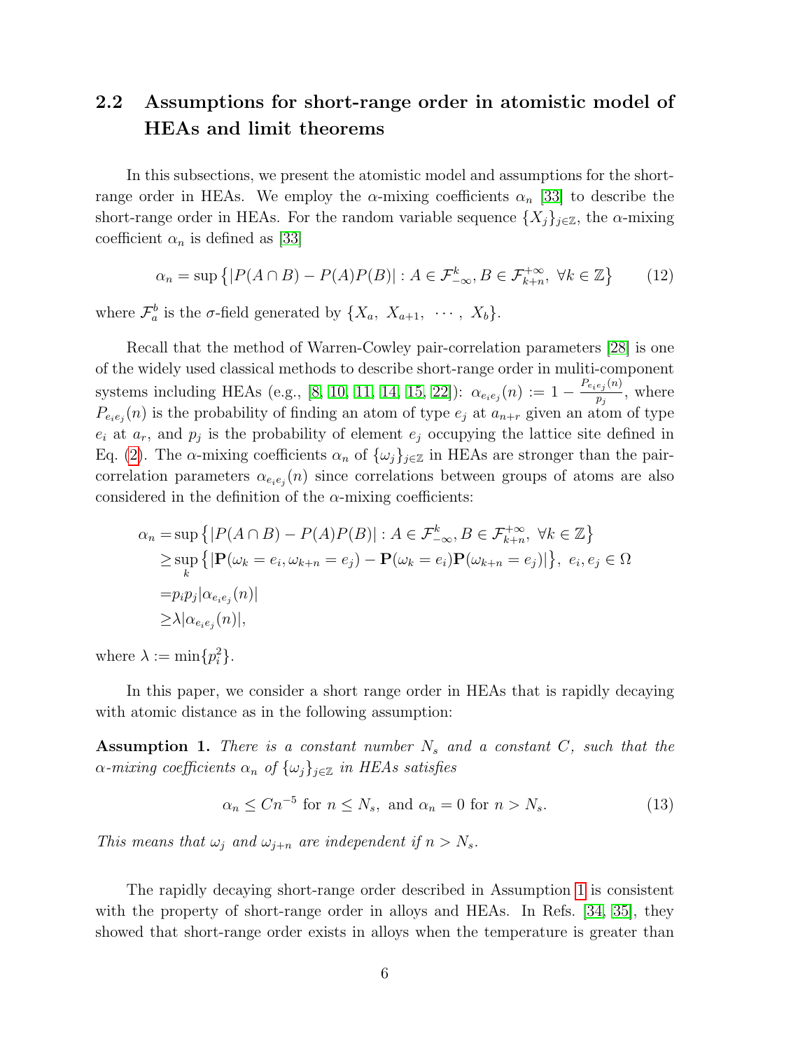## 2.2 Assumptions for short-range order in atomistic model of HEAs and limit theorems

In this subsections, we present the atomistic model and assumptions for the short-range order in HEAs. We employ the $\alpha$-mixing coefficients $\alpha_n$ [33] to describe the short-range order in HEAs. For the random variable sequence $\{X_j\}_{j\in\mathbb{Z}}$, the $\alpha$-mixing coefficient $\alpha_n$ is defined as [33]

$$\alpha_n = \sup\left\{|P(A\cap B) - P(A)P(B)| : A \in \mathcal{F}_{-\infty}^{k}, B \in \mathcal{F}_{k+n}^{+\infty},\ \forall k \in \mathbb{Z}\right\} \tag{12}$$

where $\mathcal{F}_a^b$ is the $\sigma$-field generated by $\{X_a,\ X_{a+1},\ \cdots,\ X_b\}$.

Recall that the method of Warren-Cowley pair-correlation parameters [28] is one of the widely used classical methods to describe short-range order in muliti-component systems including HEAs (e.g., [8, 10, 11, 14, 15, 22]): $\alpha_{e_ie_j}(n) := 1 - \frac{P_{e_ie_j}(n)}{p_j}$, where $P_{e_ie_j}(n)$ is the probability of finding an atom of type $e_j$ at $a_{n+r}$ given an atom of type $e_i$ at $a_r$, and $p_j$ is the probability of element $e_j$ occupying the lattice site defined in Eq. (2). The $\alpha$-mixing coefficients $\alpha_n$ of $\{\omega_j\}_{j\in\mathbb{Z}}$ in HEAs are stronger than the pair-correlation parameters $\alpha_{e_ie_j}(n)$ since correlations between groups of atoms are also considered in the definition of the $\alpha$-mixing coefficients:

$$\begin{aligned}
\alpha_n =& \sup\left\{|P(A\cap B) - P(A)P(B)| : A \in \mathcal{F}_{-\infty}^{k}, B \in \mathcal{F}_{k+n}^{+\infty},\ \forall k \in \mathbb{Z}\right\}\\
\geq& \sup_k\left\{|\mathbf{P}(\omega_k = e_i, \omega_{k+n} = e_j) - \mathbf{P}(\omega_k = e_i)\mathbf{P}(\omega_{k+n} = e_j)|\right\},\ e_i, e_j \in \Omega\\
=& p_ip_j|\alpha_{e_ie_j}(n)|\\
\geq& \lambda|\alpha_{e_ie_j}(n)|,
\end{aligned}$$

where $\lambda := \min\{p_i^2\}$.

In this paper, we consider a short range order in HEAs that is rapidly decaying with atomic distance as in the following assumption:

**Assumption 1.** *There is a constant number $N_s$ and a constant $C$, such that the $\alpha$-mixing coefficients $\alpha_n$ of $\{\omega_j\}_{j\in\mathbb{Z}}$ in HEAs satisfies*

$$\alpha_n \leq Cn^{-5} \text{ for } n \leq N_s, \text{ and } \alpha_n = 0 \text{ for } n > N_s. \tag{13}$$

*This means that $\omega_j$ and $\omega_{j+n}$ are independent if $n > N_s$.*

The rapidly decaying short-range order described in Assumption 1 is consistent with the property of short-range order in alloys and HEAs. In Refs. [34, 35], they showed that short-range order exists in alloys when the temperature is greater than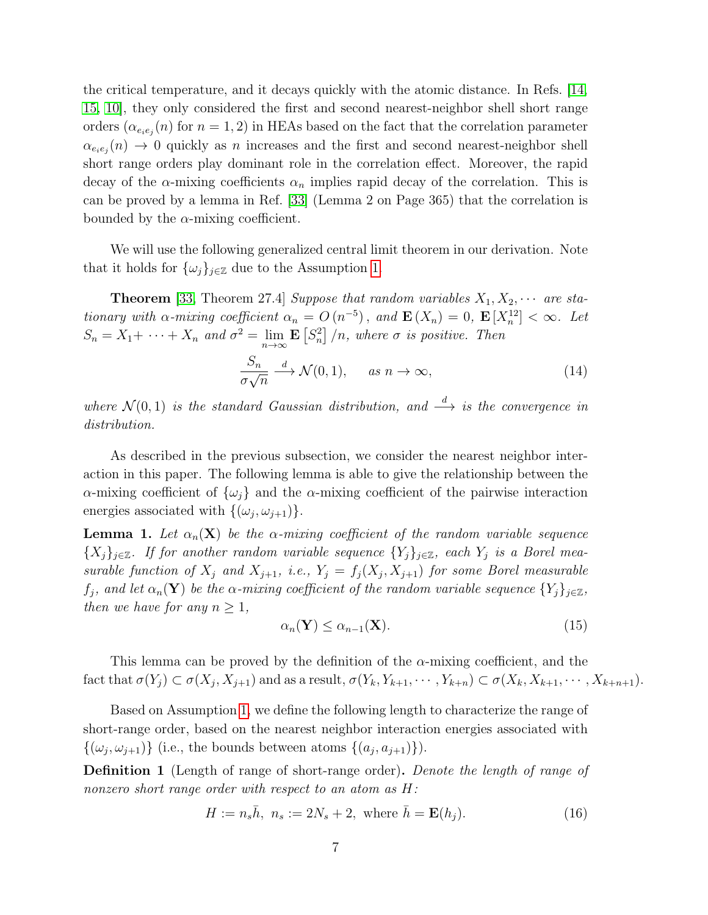the critical temperature, and it decays quickly with the atomic distance. In Refs. [14, 15, 10], they only considered the first and second nearest-neighbor shell short range orders ($\alpha_{e_ie_j}(n)$ for $n = 1, 2$) in HEAs based on the fact that the correlation parameter $\alpha_{e_ie_j}(n) \to 0$ quickly as $n$ increases and the first and second nearest-neighbor shell short range orders play dominant role in the correlation effect. Moreover, the rapid decay of the $\alpha$-mixing coefficients $\alpha_n$ implies rapid decay of the correlation. This is can be proved by a lemma in Ref. [33] (Lemma 2 on Page 365) that the correlation is bounded by the $\alpha$-mixing coefficient.

We will use the following generalized central limit theorem in our derivation. Note that it holds for $\{\omega_j\}_{j\in\mathbb{Z}}$ due to the Assumption 1.

**Theorem** [33, Theorem 27.4] *Suppose that random variables $X_1, X_2, \cdots$ are stationary with $\alpha$-mixing coefficient $\alpha_n = O\left(n^{-5}\right)$, and $\mathbf{E}\left(X_n\right) = 0$, $\mathbf{E}\left[X_n^{12}\right] < \infty$. Let $S_n = X_1 + \cdots + X_n$ and $\sigma^2 = \lim\limits_{n\to\infty} \mathbf{E}\left[S_n^2\right]/n$, where $\sigma$ is positive. Then*

$$\frac{S_n}{\sigma\sqrt{n}} \xrightarrow{d} \mathcal{N}(0,1), \qquad \text{as } n \to \infty, \tag{14}$$

*where $\mathcal{N}(0,1)$ is the standard Gaussian distribution, and $\xrightarrow{d}$ is the convergence in distribution.*

As described in the previous subsection, we consider the nearest neighbor interaction in this paper. The following lemma is able to give the relationship between the $\alpha$-mixing coefficient of $\{\omega_j\}$ and the $\alpha$-mixing coefficient of the pairwise interaction energies associated with $\{(\omega_j, \omega_{j+1})\}$.

**Lemma 1.** *Let $\alpha_n(\mathbf{X})$ be the $\alpha$-mixing coefficient of the random variable sequence $\{X_j\}_{j\in\mathbb{Z}}$. If for another random variable sequence $\{Y_j\}_{j\in\mathbb{Z}}$, each $Y_j$ is a Borel measurable function of $X_j$ and $X_{j+1}$, i.e., $Y_j = f_j(X_j, X_{j+1})$ for some Borel measurable $f_j$, and let $\alpha_n(\mathbf{Y})$ be the $\alpha$-mixing coefficient of the random variable sequence $\{Y_j\}_{j\in\mathbb{Z}}$, then we have for any $n \geq 1$,*

$$\alpha_n(\mathbf{Y}) \leq \alpha_{n-1}(\mathbf{X}). \tag{15}$$

This lemma can be proved by the definition of the $\alpha$-mixing coefficient, and the fact that $\sigma(Y_j) \subset \sigma(X_j, X_{j+1})$ and as a result, $\sigma(Y_k, Y_{k+1}, \cdots, Y_{k+n}) \subset \sigma(X_k, X_{k+1}, \cdots, X_{k+n+1})$.

Based on Assumption 1, we define the following length to characterize the range of short-range order, based on the nearest neighbor interaction energies associated with $\{(\omega_j, \omega_{j+1})\}$ (i.e., the bounds between atoms $\{(a_j, a_{j+1})\}$).

**Definition 1** (Length of range of short-range order)**.** *Denote the length of range of nonzero short range order with respect to an atom as $H$:*

$$H := n_s\bar{h},\ n_s := 2N_s + 2, \text{ where } \bar{h} = \mathbf{E}(h_j). \tag{16}$$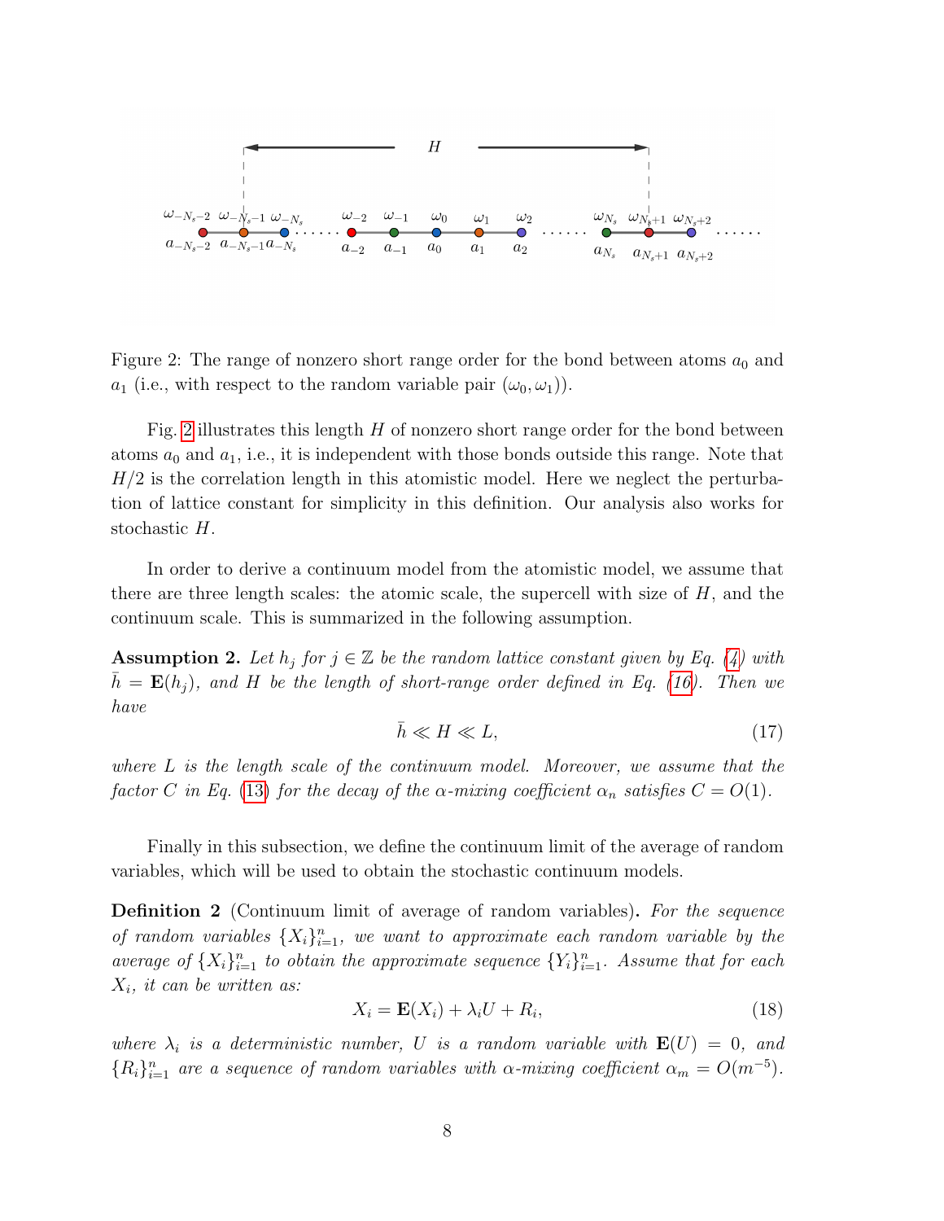Figure 2: The range of nonzero short range order for the bond between atoms $a_0$ and $a_1$ (i.e., with respect to the random variable pair $(\omega_0, \omega_1)$).

Fig. 2 illustrates this length $H$ of nonzero short range order for the bond between atoms $a_0$ and $a_1$, i.e., it is independent with those bonds outside this range. Note that $H/2$ is the correlation length in this atomistic model. Here we neglect the perturbation of lattice constant for simplicity in this definition. Our analysis also works for stochastic $H$.

In order to derive a continuum model from the atomistic model, we assume that there are three length scales: the atomic scale, the supercell with size of $H$, and the continuum scale. This is summarized in the following assumption.

**Assumption 2.** *Let $h_j$ for $j \in \mathbb{Z}$ be the random lattice constant given by Eq. (4) with $\bar{h} = \mathbf{E}(h_j)$, and $H$ be the length of short-range order defined in Eq. (16). Then we have*

$$\bar{h} \ll H \ll L, \tag{17}$$

*where $L$ is the length scale of the continuum model. Moreover, we assume that the factor $C$ in Eq. (13) for the decay of the $\alpha$-mixing coefficient $\alpha_n$ satisfies $C = O(1)$.*

Finally in this subsection, we define the continuum limit of the average of random variables, which will be used to obtain the stochastic continuum models.

**Definition 2** (Continuum limit of average of random variables)**.** *For the sequence of random variables $\{X_i\}_{i=1}^n$, we want to approximate each random variable by the average of $\{X_i\}_{i=1}^n$ to obtain the approximate sequence $\{Y_i\}_{i=1}^n$. Assume that for each $X_i$, it can be written as:*

$$X_i = \mathbf{E}(X_i) + \lambda_i U + R_i, \tag{18}$$

*where $\lambda_i$ is a deterministic number, $U$ is a random variable with $\mathbf{E}(U) = 0$, and $\{R_i\}_{i=1}^n$ are a sequence of random variables with $\alpha$-mixing coefficient $\alpha_m = O(m^{-5})$.*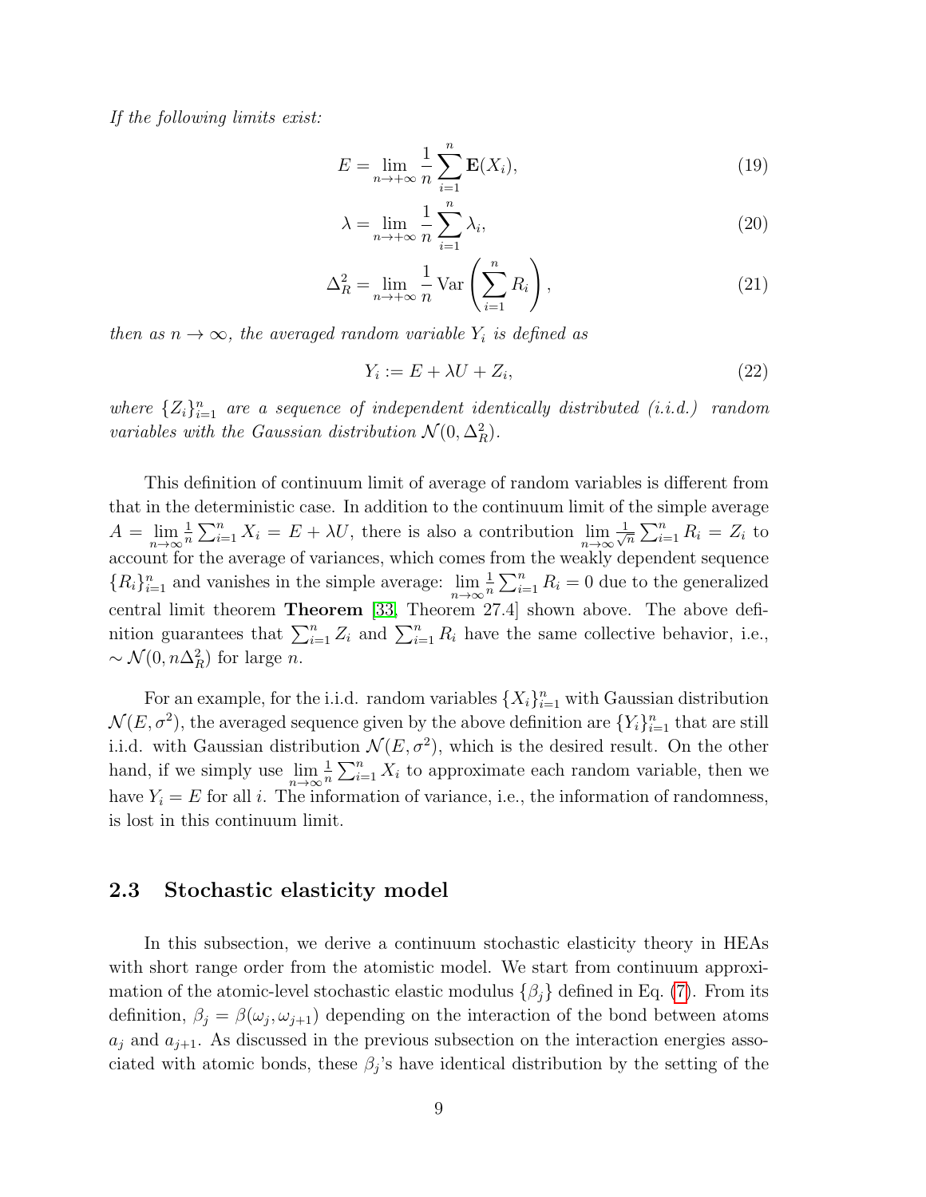*If the following limits exist:*

$$E = \lim_{n\to+\infty} \frac{1}{n} \sum_{i=1}^{n} \mathbf{E}(X_i), \tag{19}$$

$$\lambda = \lim_{n\to+\infty} \frac{1}{n} \sum_{i=1}^{n} \lambda_i, \tag{20}$$

$$\Delta_R^2 = \lim_{n\to+\infty} \frac{1}{n} \operatorname{Var}\left(\sum_{i=1}^{n} R_i\right), \tag{21}$$

*then as $n \to \infty$, the averaged random variable $Y_i$ is defined as*

$$Y_i := E + \lambda U + Z_i, \tag{22}$$

*where $\{Z_i\}_{i=1}^n$ are a sequence of independent identically distributed (i.i.d.) random variables with the Gaussian distribution $\mathcal{N}(0, \Delta_R^2)$.*

This definition of continuum limit of average of random variables is different from that in the deterministic case. In addition to the continuum limit of the simple average $A = \lim_{n\to\infty} \frac{1}{n} \sum_{i=1}^{n} X_i = E + \lambda U$, there is also a contribution $\lim_{n\to\infty} \frac{1}{\sqrt{n}} \sum_{i=1}^{n} R_i = Z_i$ to account for the average of variances, which comes from the weakly dependent sequence $\{R_i\}_{i=1}^n$ and vanishes in the simple average: $\lim_{n\to\infty} \frac{1}{n} \sum_{i=1}^{n} R_i = 0$ due to the generalized central limit theorem **Theorem** [33, Theorem 27.4] shown above. The above definition guarantees that $\sum_{i=1}^{n} Z_i$ and $\sum_{i=1}^{n} R_i$ have the same collective behavior, i.e., $\sim \mathcal{N}(0, n\Delta_R^2)$ for large $n$.

For an example, for the i.i.d. random variables $\{X_i\}_{i=1}^n$ with Gaussian distribution $\mathcal{N}(E, \sigma^2)$, the averaged sequence given by the above definition are $\{Y_i\}_{i=1}^n$ that are still i.i.d. with Gaussian distribution $\mathcal{N}(E, \sigma^2)$, which is the desired result. On the other hand, if we simply use $\lim_{n\to\infty} \frac{1}{n} \sum_{i=1}^{n} X_i$ to approximate each random variable, then we have $Y_i = E$ for all $i$. The information of variance, i.e., the information of randomness, is lost in this continuum limit.

## 2.3 Stochastic elasticity model

In this subsection, we derive a continuum stochastic elasticity theory in HEAs with short range order from the atomistic model. We start from continuum approximation of the atomic-level stochastic elastic modulus $\{\beta_j\}$ defined in Eq. (7). From its definition, $\beta_j = \beta(\omega_j, \omega_{j+1})$ depending on the interaction of the bond between atoms $a_j$ and $a_{j+1}$. As discussed in the previous subsection on the interaction energies associated with atomic bonds, these $\beta_j$'s have identical distribution by the setting of the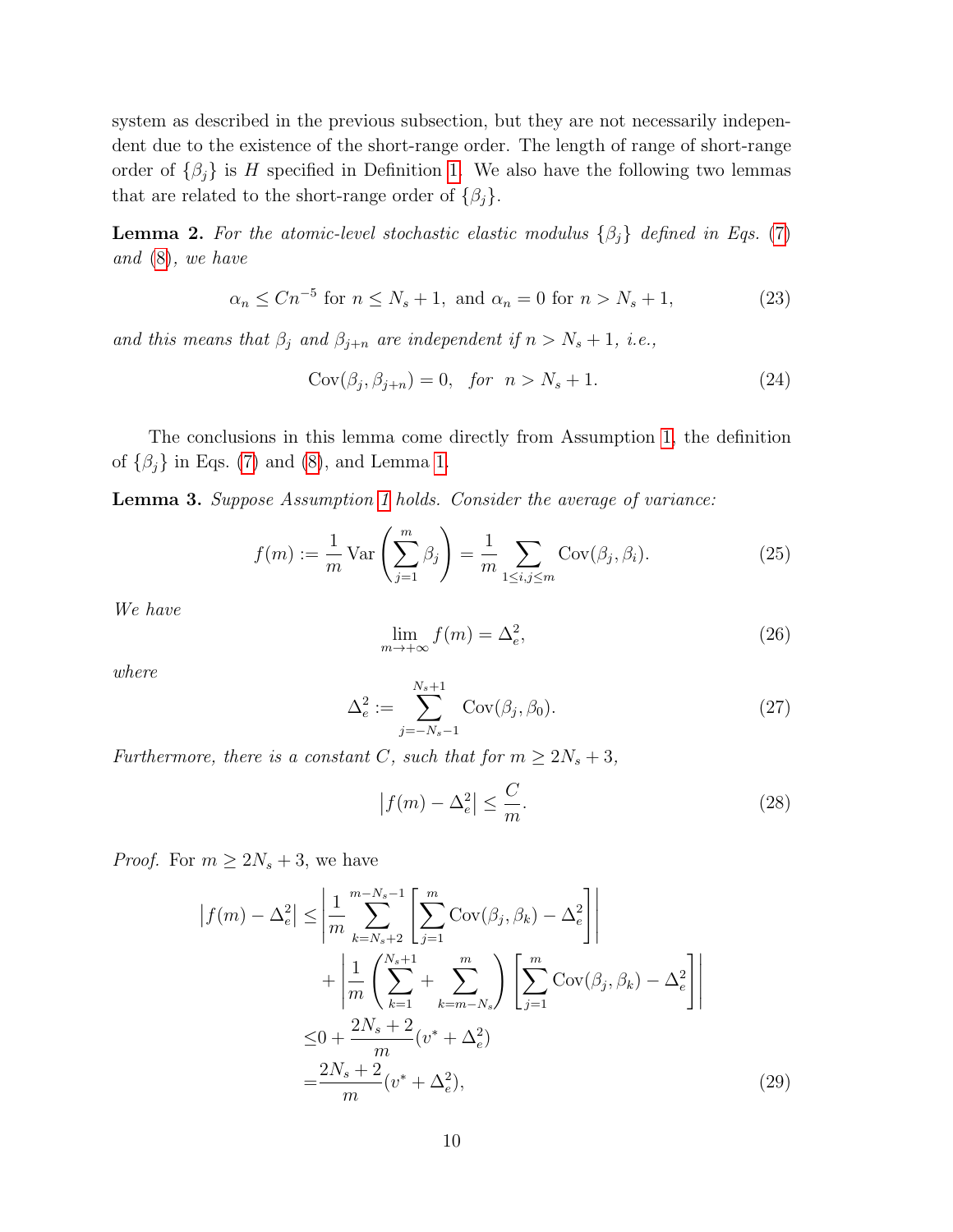system as described in the previous subsection, but they are not necessarily independent due to the existence of the short-range order. The length of range of short-range order of $\{\beta_j\}$ is $H$ specified in Definition 1. We also have the following two lemmas that are related to the short-range order of $\{\beta_j\}$.

**Lemma 2.** *For the atomic-level stochastic elastic modulus $\{\beta_j\}$ defined in Eqs. (7) and (8), we have*

$$\alpha_n \leq C n^{-5} \text{ for } n \leq N_s + 1, \text{ and } \alpha_n = 0 \text{ for } n > N_s + 1, \tag{23}$$

*and this means that $\beta_j$ and $\beta_{j+n}$ are independent if $n > N_s + 1$, i.e.,*

$$\mathrm{Cov}(\beta_j, \beta_{j+n}) = 0, \quad \text{for} \quad n > N_s + 1. \tag{24}$$

The conclusions in this lemma come directly from Assumption 1, the definition of $\{\beta_j\}$ in Eqs. (7) and (8), and Lemma 1.

**Lemma 3.** *Suppose Assumption 1 holds. Consider the average of variance:*

$$f(m) := \frac{1}{m} \mathrm{Var}\left(\sum_{j=1}^{m} \beta_j\right) = \frac{1}{m} \sum_{1 \leq i,j \leq m} \mathrm{Cov}(\beta_j, \beta_i). \tag{25}$$

*We have*

$$\lim_{m \to +\infty} f(m) = \Delta_e^2, \tag{26}$$

*where*

$$\Delta_e^2 := \sum_{j=-N_s-1}^{N_s+1} \mathrm{Cov}(\beta_j, \beta_0). \tag{27}$$

*Furthermore, there is a constant $C$, such that for $m \geq 2N_s + 3$,*

$$\left| f(m) - \Delta_e^2 \right| \leq \frac{C}{m}. \tag{28}$$

*Proof.* For $m \geq 2N_s + 3$, we have

$$\begin{aligned}
\left| f(m) - \Delta_e^2 \right| \leq & \left| \frac{1}{m} \sum_{k=N_s+2}^{m-N_s-1} \left[ \sum_{j=1}^{m} \mathrm{Cov}(\beta_j, \beta_k) - \Delta_e^2 \right] \right| \\
& + \left| \frac{1}{m} \left( \sum_{k=1}^{N_s+1} + \sum_{k=m-N_s}^{m} \right) \left[ \sum_{j=1}^{m} \mathrm{Cov}(\beta_j, \beta_k) - \Delta_e^2 \right] \right| \\
\leq & 0 + \frac{2N_s + 2}{m} (v^* + \Delta_e^2) \\
= & \frac{2N_s + 2}{m} (v^* + \Delta_e^2),
\end{aligned} \tag{29}$$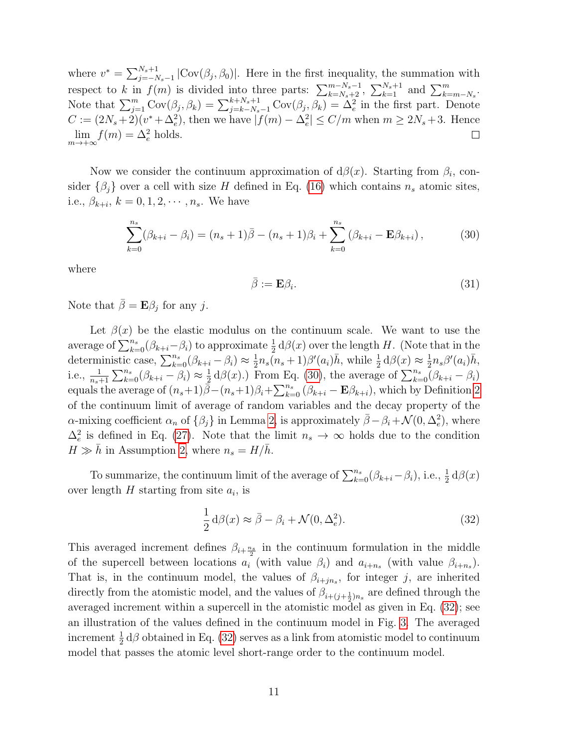where $v^* = \sum_{j=-N_s-1}^{N_s+1} |\mathrm{Cov}(\beta_j, \beta_0)|$. Here in the first inequality, the summation with respect to $k$ in $f(m)$ is divided into three parts: $\sum_{k=N_s+2}^{m-N_s-1}$, $\sum_{k=1}^{N_s+1}$ and $\sum_{k=m-N_s}^{m}$. Note that $\sum_{j=1}^{m} \mathrm{Cov}(\beta_j, \beta_k) = \sum_{j=k-N_s-1}^{k+N_s+1} \mathrm{Cov}(\beta_j, \beta_k) = \Delta_e^2$ in the first part. Denote $C := (2N_s+2)(v^* + \Delta_e^2)$, then we have $|f(m) - \Delta_e^2| \leq C/m$ when $m \geq 2N_s + 3$. Hence $\lim\limits_{m\to+\infty} f(m) = \Delta_e^2$ holds. □

Now we consider the continuum approximation of $\mathrm{d}\beta(x)$. Starting from $\beta_i$, consider $\{\beta_j\}$ over a cell with size $H$ defined in Eq. (16) which contains $n_s$ atomic sites, i.e., $\beta_{k+i}$, $k = 0, 1, 2, \cdots, n_s$. We have

$$\sum_{k=0}^{n_s} (\beta_{k+i} - \beta_i) = (n_s+1)\bar{\beta} - (n_s+1)\beta_i + \sum_{k=0}^{n_s} \left(\beta_{k+i} - \mathbf{E}\beta_{k+i}\right), \tag{30}$$

where

$$\bar{\beta} := \mathbf{E}\beta_i. \tag{31}$$

Note that $\bar{\beta} = \mathbf{E}\beta_j$ for any $j$.

Let $\beta(x)$ be the elastic modulus on the continuum scale. We want to use the average of $\sum_{k=0}^{n_s}(\beta_{k+i}-\beta_i)$ to approximate $\frac{1}{2}\,\mathrm{d}\beta(x)$ over the length $H$. (Note that in the deterministic case, $\sum_{k=0}^{n_s}(\beta_{k+i} - \beta_i) \approx \frac{1}{2} n_s(n_s+1)\beta'(a_i)\bar{h}$, while $\frac{1}{2}\,\mathrm{d}\beta(x) \approx \frac{1}{2} n_s \beta'(a_i)\bar{h}$, i.e., $\frac{1}{n_s+1}\sum_{k=0}^{n_s}(\beta_{k+i} - \beta_i) \approx \frac{1}{2}\,\mathrm{d}\beta(x)$.) From Eq. (30), the average of $\sum_{k=0}^{n_s}(\beta_{k+i} - \beta_i)$ equals the average of $(n_s+1)\bar{\beta} - (n_s+1)\beta_i + \sum_{k=0}^{n_s}(\beta_{k+i} - \mathbf{E}\beta_{k+i})$, which by Definition 2 of the continuum limit of average of random variables and the decay property of the $\alpha$-mixing coefficient $\alpha_n$ of $\{\beta_j\}$ in Lemma 2, is approximately $\bar{\beta} - \beta_i + \mathcal{N}(0, \Delta_e^2)$, where $\Delta_e^2$ is defined in Eq. (27). Note that the limit $n_s \to \infty$ holds due to the condition $H \gg \bar{h}$ in Assumption 2, where $n_s = H/\bar{h}$.

To summarize, the continuum limit of the average of $\sum_{k=0}^{n_s}(\beta_{k+i} - \beta_i)$, i.e., $\frac{1}{2}\,\mathrm{d}\beta(x)$ over length $H$ starting from site $a_i$, is

$$\frac{1}{2}\,\mathrm{d}\beta(x) \approx \bar{\beta} - \beta_i + \mathcal{N}(0, \Delta_e^2). \tag{32}$$

This averaged increment defines $\beta_{i+\frac{n_s}{2}}$ in the continuum formulation in the middle of the supercell between locations $a_i$ (with value $\beta_i$) and $a_{i+n_s}$ (with value $\beta_{i+n_s}$). That is, in the continuum model, the values of $\beta_{i+jn_s}$, for integer $j$, are inherited directly from the atomistic model, and the values of $\beta_{i+(j+\frac{1}{2})n_s}$ are defined through the averaged increment within a supercell in the atomistic model as given in Eq. (32); see an illustration of the values defined in the continuum model in Fig. 3. The averaged increment $\frac{1}{2}\,\mathrm{d}\beta$ obtained in Eq. (32) serves as a link from atomistic model to continuum model that passes the atomic level short-range order to the continuum model.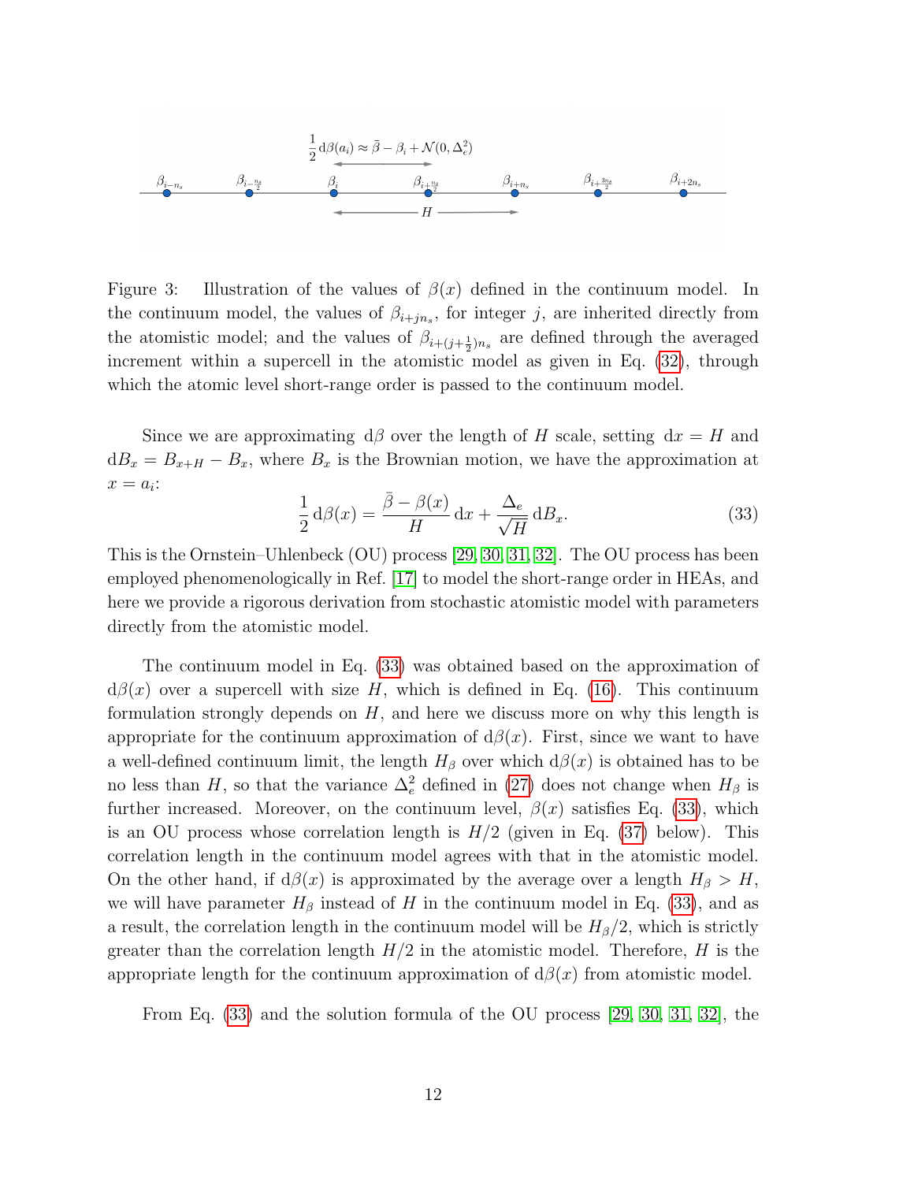Figure 3: Illustration of the values of $\beta(x)$ defined in the continuum model. In the continuum model, the values of $\beta_{i+jn_s}$, for integer $j$, are inherited directly from the atomistic model; and the values of $\beta_{i+(j+\frac{1}{2})n_s}$ are defined through the averaged increment within a supercell in the atomistic model as given in Eq. (32), through which the atomic level short-range order is passed to the continuum model.

Since we are approximating $\mathrm{d}\beta$ over the length of $H$ scale, setting $\mathrm{d}x = H$ and $\mathrm{d}B_x = B_{x+H} - B_x$, where $B_x$ is the Brownian motion, we have the approximation at $x = a_i$:

$$\frac{1}{2}\,\mathrm{d}\beta(x) = \frac{\bar{\beta} - \beta(x)}{H}\,\mathrm{d}x + \frac{\Delta_e}{\sqrt{H}}\,\mathrm{d}B_x. \tag{33}$$

This is the Ornstein–Uhlenbeck (OU) process [29, 30, 31, 32]. The OU process has been employed phenomenologically in Ref. [17] to model the short-range order in HEAs, and here we provide a rigorous derivation from stochastic atomistic model with parameters directly from the atomistic model.

The continuum model in Eq. (33) was obtained based on the approximation of $\mathrm{d}\beta(x)$ over a supercell with size $H$, which is defined in Eq. (16). This continuum formulation strongly depends on $H$, and here we discuss more on why this length is appropriate for the continuum approximation of $\mathrm{d}\beta(x)$. First, since we want to have a well-defined continuum limit, the length $H_\beta$ over which $\mathrm{d}\beta(x)$ is obtained has to be no less than $H$, so that the variance $\Delta_e^2$ defined in (27) does not change when $H_\beta$ is further increased. Moreover, on the continuum level, $\beta(x)$ satisfies Eq. (33), which is an OU process whose correlation length is $H/2$ (given in Eq. (37) below). This correlation length in the continuum model agrees with that in the atomistic model. On the other hand, if $\mathrm{d}\beta(x)$ is approximated by the average over a length $H_\beta > H$, we will have parameter $H_\beta$ instead of $H$ in the continuum model in Eq. (33), and as a result, the correlation length in the continuum model will be $H_\beta/2$, which is strictly greater than the correlation length $H/2$ in the atomistic model. Therefore, $H$ is the appropriate length for the continuum approximation of $\mathrm{d}\beta(x)$ from atomistic model.

From Eq. (33) and the solution formula of the OU process [29, 30, 31, 32], the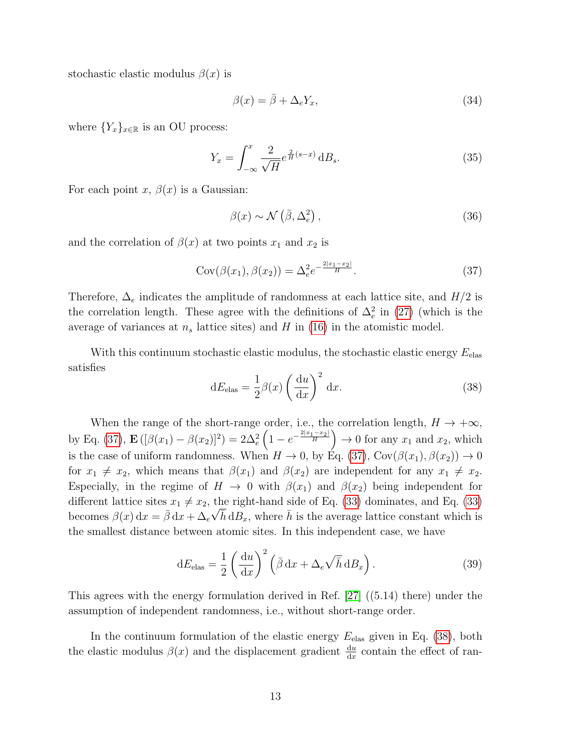stochastic elastic modulus $\beta(x)$ is

$$\beta(x) = \bar{\beta} + \Delta_e Y_x, \tag{34}$$

where $\{Y_x\}_{x \in \mathbb{R}}$ is an OU process:

$$Y_x = \int_{-\infty}^{x} \frac{2}{\sqrt{H}} e^{\frac{2}{H}(s-x)} \, \mathrm{d}B_s. \tag{35}$$

For each point $x$, $\beta(x)$ is a Gaussian:

$$\beta(x) \sim \mathcal{N}\left(\bar{\beta}, \Delta_e^2\right), \tag{36}$$

and the correlation of $\beta(x)$ at two points $x_1$ and $x_2$ is

$$\mathrm{Cov}(\beta(x_1), \beta(x_2)) = \Delta_e^2 e^{-\frac{2|x_1 - x_2|}{H}}. \tag{37}$$

Therefore, $\Delta_e$ indicates the amplitude of randomness at each lattice site, and $H/2$ is the correlation length. These agree with the definitions of $\Delta_e^2$ in (27) (which is the average of variances at $n_s$ lattice sites) and $H$ in (16) in the atomistic model.

With this continuum stochastic elastic modulus, the stochastic elastic energy $E_{\text{elas}}$ satisfies

$$\mathrm{d}E_{\text{elas}} = \frac{1}{2} \beta(x) \left(\frac{\mathrm{d}u}{\mathrm{d}x}\right)^2 \mathrm{d}x. \tag{38}$$

When the range of the short-range order, i.e., the correlation length, $H \to +\infty$, by Eq. (37), $\mathbf{E}\left([\beta(x_1) - \beta(x_2)]^2\right) = 2\Delta_e^2 \left(1 - e^{-\frac{2|x_1 - x_2|}{H}}\right) \to 0$ for any $x_1$ and $x_2$, which is the case of uniform randomness. When $H \to 0$, by Eq. (37), $\mathrm{Cov}(\beta(x_1), \beta(x_2)) \to 0$ for $x_1 \neq x_2$, which means that $\beta(x_1)$ and $\beta(x_2)$ are independent for any $x_1 \neq x_2$. Especially, in the regime of $H \to 0$ with $\beta(x_1)$ and $\beta(x_2)$ being independent for different lattice sites $x_1 \neq x_2$, the right-hand side of Eq. (33) dominates, and Eq. (33) becomes $\beta(x)\,\mathrm{d}x = \bar{\beta}\,\mathrm{d}x + \Delta_e \sqrt{\bar{h}}\,\mathrm{d}B_x$, where $\bar{h}$ is the average lattice constant which is the smallest distance between atomic sites. In this independent case, we have

$$\mathrm{d}E_{\text{elas}} = \frac{1}{2} \left(\frac{\mathrm{d}u}{\mathrm{d}x}\right)^2 \left(\bar{\beta}\,\mathrm{d}x + \Delta_e \sqrt{\bar{h}}\,\mathrm{d}B_x\right). \tag{39}$$

This agrees with the energy formulation derived in Ref. [27] ((5.14) there) under the assumption of independent randomness, i.e., without short-range order.

In the continuum formulation of the elastic energy $E_{\text{elas}}$ given in Eq. (38), both the elastic modulus $\beta(x)$ and the displacement gradient $\frac{\mathrm{d}u}{\mathrm{d}x}$ contain the effect of ran-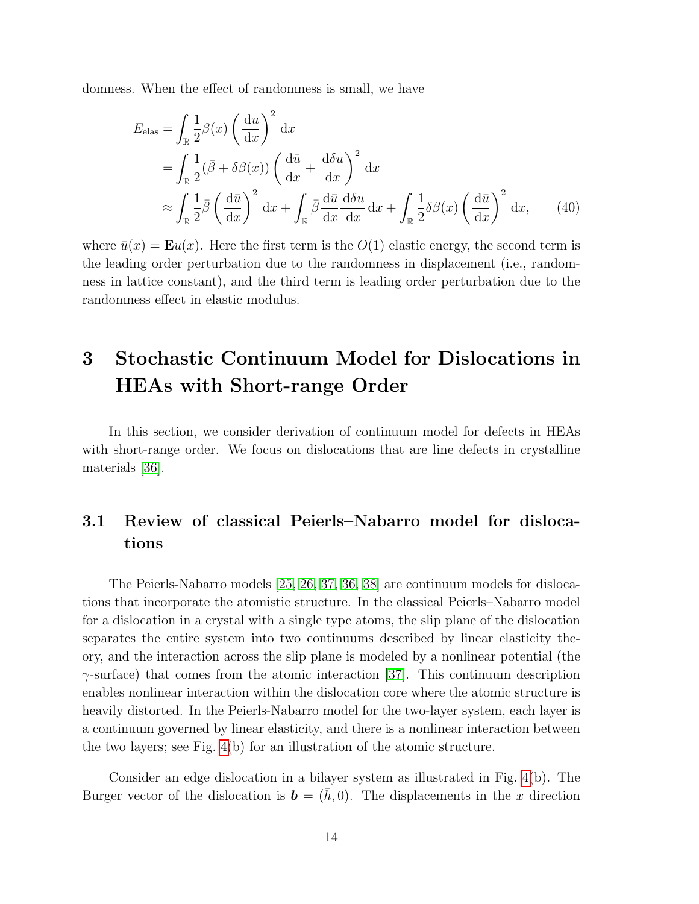domness. When the effect of randomness is small, we have

$$
\begin{aligned}
E_{\text{elas}} &= \int_{\mathbb{R}} \frac{1}{2}\beta(x)\left(\frac{\mathrm{d}u}{\mathrm{d}x}\right)^2 \mathrm{d}x \\
&= \int_{\mathbb{R}} \frac{1}{2}(\bar{\beta}+\delta\beta(x))\left(\frac{\mathrm{d}\bar{u}}{\mathrm{d}x}+\frac{\mathrm{d}\delta u}{\mathrm{d}x}\right)^2 \mathrm{d}x \\
&\approx \int_{\mathbb{R}} \frac{1}{2}\bar{\beta}\left(\frac{\mathrm{d}\bar{u}}{\mathrm{d}x}\right)^2 \mathrm{d}x + \int_{\mathbb{R}} \bar{\beta}\frac{\mathrm{d}\bar{u}}{\mathrm{d}x}\frac{\mathrm{d}\delta u}{\mathrm{d}x}\,\mathrm{d}x + \int_{\mathbb{R}} \frac{1}{2}\delta\beta(x)\left(\frac{\mathrm{d}\bar{u}}{\mathrm{d}x}\right)^2 \mathrm{d}x,
\end{aligned}
\tag{40}
$$

where $\bar{u}(x) = \mathbf{E}u(x)$. Here the first term is the $O(1)$ elastic energy, the second term is the leading order perturbation due to the randomness in displacement (i.e., randomness in lattice constant), and the third term is leading order perturbation due to the randomness effect in elastic modulus.

# 3 Stochastic Continuum Model for Dislocations in HEAs with Short-range Order

In this section, we consider derivation of continuum model for defects in HEAs with short-range order. We focus on dislocations that are line defects in crystalline materials [36].

## 3.1 Review of classical Peierls–Nabarro model for dislocations

The Peierls-Nabarro models [25, 26, 37, 36, 38] are continuum models for dislocations that incorporate the atomistic structure. In the classical Peierls–Nabarro model for a dislocation in a crystal with a single type atoms, the slip plane of the dislocation separates the entire system into two continuums described by linear elasticity theory, and the interaction across the slip plane is modeled by a nonlinear potential (the $\gamma$-surface) that comes from the atomic interaction [37]. This continuum description enables nonlinear interaction within the dislocation core where the atomic structure is heavily distorted. In the Peierls-Nabarro model for the two-layer system, each layer is a continuum governed by linear elasticity, and there is a nonlinear interaction between the two layers; see Fig. 4(b) for an illustration of the atomic structure.

Consider an edge dislocation in a bilayer system as illustrated in Fig. 4(b). The Burger vector of the dislocation is $\boldsymbol{b} = (\bar{h}, 0)$. The displacements in the $x$ direction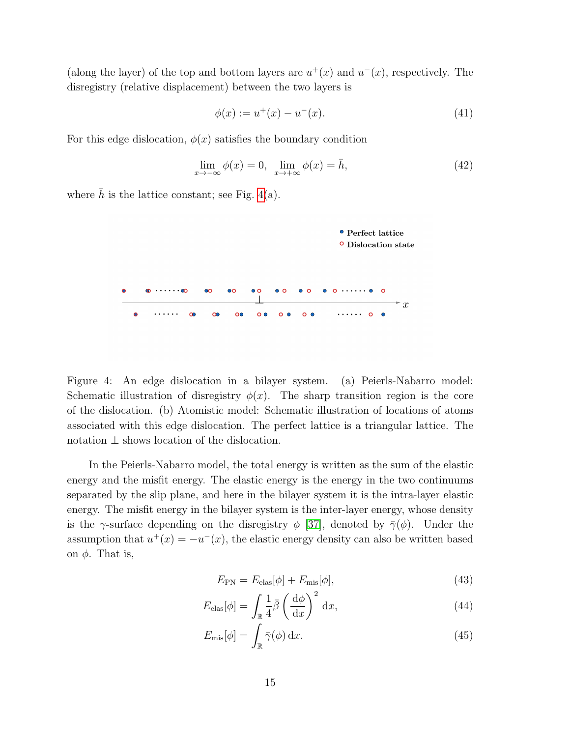(along the layer) of the top and bottom layers are $u^+(x)$ and $u^-(x)$, respectively. The disregistry (relative displacement) between the two layers is

$$\phi(x) := u^+(x) - u^-(x). \tag{41}$$

For this edge dislocation, $\phi(x)$ satisfies the boundary condition

$$\lim_{x\to-\infty} \phi(x) = 0, \quad \lim_{x\to+\infty} \phi(x) = \bar{h}, \tag{42}$$

where $\bar{h}$ is the lattice constant; see Fig. 4(a).

Figure 4: An edge dislocation in a bilayer system. (a) Peierls-Nabarro model: Schematic illustration of disregistry $\phi(x)$. The sharp transition region is the core of the dislocation. (b) Atomistic model: Schematic illustration of locations of atoms associated with this edge dislocation. The perfect lattice is a triangular lattice. The notation $\perp$ shows location of the dislocation.

In the Peierls-Nabarro model, the total energy is written as the sum of the elastic energy and the misfit energy. The elastic energy is the energy in the two continuums separated by the slip plane, and here in the bilayer system it is the intra-layer elastic energy. The misfit energy in the bilayer system is the inter-layer energy, whose density is the $\gamma$-surface depending on the disregistry $\phi$ [37], denoted by $\bar{\gamma}(\phi)$. Under the assumption that $u^+(x) = -u^-(x)$, the elastic energy density can also be written based on $\phi$. That is,

$$E_{\mathrm{PN}} = E_{\mathrm{elas}}[\phi] + E_{\mathrm{mis}}[\phi], \tag{43}$$

$$E_{\mathrm{elas}}[\phi] = \int_{\mathbb{R}} \frac{1}{4}\bar{\beta}\left(\frac{\mathrm{d}\phi}{\mathrm{d}x}\right)^2 \mathrm{d}x, \tag{44}$$

$$E_{\mathrm{mis}}[\phi] = \int_{\mathbb{R}} \bar{\gamma}(\phi)\,\mathrm{d}x. \tag{45}$$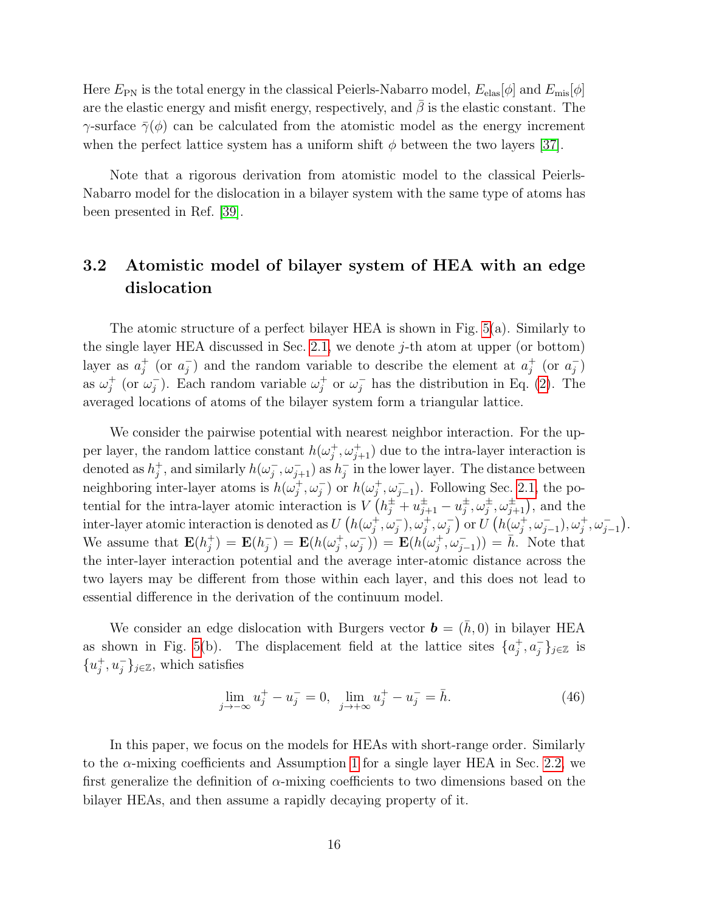Here $E_{\rm PN}$ is the total energy in the classical Peierls-Nabarro model, $E_{\rm elas}[\phi]$ and $E_{\rm mis}[\phi]$ are the elastic energy and misfit energy, respectively, and $\bar{\beta}$ is the elastic constant. The $\gamma$-surface $\bar{\gamma}(\phi)$ can be calculated from the atomistic model as the energy increment when the perfect lattice system has a uniform shift $\phi$ between the two layers [37].

Note that a rigorous derivation from atomistic model to the classical Peierls-Nabarro model for the dislocation in a bilayer system with the same type of atoms has been presented in Ref. [39].

## 3.2 Atomistic model of bilayer system of HEA with an edge dislocation

The atomic structure of a perfect bilayer HEA is shown in Fig. 5(a). Similarly to the single layer HEA discussed in Sec. 2.1, we denote $j$-th atom at upper (or bottom) layer as $a_j^+$ (or $a_j^-$) and the random variable to describe the element at $a_j^+$ (or $a_j^-$) as $\omega_j^+$ (or $\omega_j^-$). Each random variable $\omega_j^+$ or $\omega_j^-$ has the distribution in Eq. (2). The averaged locations of atoms of the bilayer system form a triangular lattice.

We consider the pairwise potential with nearest neighbor interaction. For the upper layer, the random lattice constant $h(\omega_j^+, \omega_{j+1}^+)$ due to the intra-layer interaction is denoted as $h_j^+$, and similarly $h(\omega_j^-, \omega_{j+1}^-)$ as $h_j^-$ in the lower layer. The distance between neighboring inter-layer atoms is $h(\omega_j^+, \omega_j^-)$ or $h(\omega_j^+, \omega_{j-1}^-)$. Following Sec. 2.1, the potential for the intra-layer atomic interaction is $V\left(h_j^\pm + u_{j+1}^\pm - u_j^\pm, \omega_j^\pm, \omega_{j+1}^\pm\right)$, and the inter-layer atomic interaction is denoted as $U\left(h(\omega_j^+, \omega_j^-), \omega_j^+, \omega_j^-\right)$ or $U\left(h(\omega_j^+, \omega_{j-1}^-), \omega_j^+, \omega_{j-1}^-\right)$. We assume that $\mathbf{E}(h_j^+) = \mathbf{E}(h_j^-) = \mathbf{E}(h(\omega_j^+, \omega_j^-)) = \mathbf{E}(h(\omega_j^+, \omega_{j-1}^-)) = \bar{h}$. Note that the inter-layer interaction potential and the average inter-atomic distance across the two layers may be different from those within each layer, and this does not lead to essential difference in the derivation of the continuum model.

We consider an edge dislocation with Burgers vector $\boldsymbol{b} = (\bar{h}, 0)$ in bilayer HEA as shown in Fig. 5(b). The displacement field at the lattice sites $\{a_j^+, a_j^-\}_{j\in\mathbb{Z}}$ is $\{u_j^+, u_j^-\}_{j\in\mathbb{Z}}$, which satisfies

$$\lim_{j\to-\infty} u_j^+ - u_j^- = 0, \quad \lim_{j\to+\infty} u_j^+ - u_j^- = \bar{h}. \tag{46}$$

In this paper, we focus on the models for HEAs with short-range order. Similarly to the $\alpha$-mixing coefficients and Assumption 1 for a single layer HEA in Sec. 2.2, we first generalize the definition of $\alpha$-mixing coefficients to two dimensions based on the bilayer HEAs, and then assume a rapidly decaying property of it.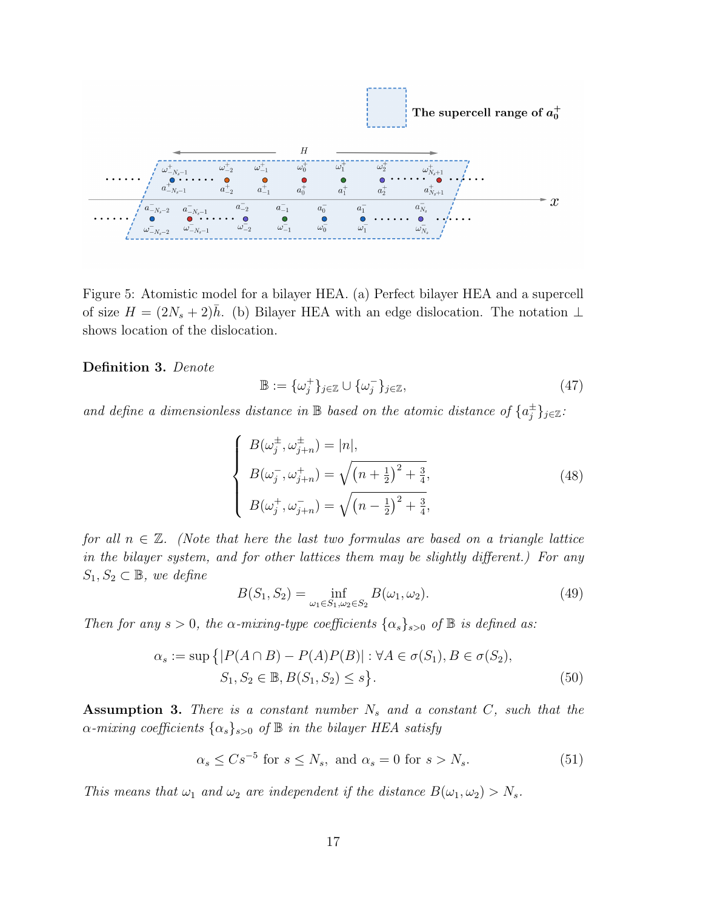Figure 5: Atomistic model for a bilayer HEA. (a) Perfect bilayer HEA and a supercell of size $H = (2N_s + 2)\bar{h}$. (b) Bilayer HEA with an edge dislocation. The notation $\perp$ shows location of the dislocation.

**Definition 3.** *Denote*

$$\mathbb{B} := \{\omega_j^+\}_{j\in\mathbb{Z}} \cup \{\omega_j^-\}_{j\in\mathbb{Z}}, \tag{47}$$

*and define a dimensionless distance in* $\mathbb{B}$ *based on the atomic distance of* $\{a_j^\pm\}_{j\in\mathbb{Z}}$*:*

$$\begin{cases} B(\omega_j^\pm, \omega_{j+n}^\pm) = |n|, \\ B(\omega_j^-, \omega_{j+n}^+) = \sqrt{\left(n+\frac{1}{2}\right)^2 + \frac{3}{4}}, \\ B(\omega_j^+, \omega_{j+n}^-) = \sqrt{\left(n-\frac{1}{2}\right)^2 + \frac{3}{4}}, \end{cases} \tag{48}$$

*for all* $n \in \mathbb{Z}$. *(Note that here the last two formulas are based on a triangle lattice in the bilayer system, and for other lattices them may be slightly different.) For any* $S_1, S_2 \subset \mathbb{B}$*, we define*

$$B(S_1, S_2) = \inf_{\omega_1\in S_1, \omega_2\in S_2} B(\omega_1, \omega_2). \tag{49}$$

*Then for any* $s > 0$*, the* $\alpha$*-mixing-type coefficients* $\{\alpha_s\}_{s>0}$ *of* $\mathbb{B}$ *is defined as:*

$$\begin{aligned} \alpha_s := \sup\big\{&|P(A\cap B) - P(A)P(B)| : \forall A \in \sigma(S_1), B \in \sigma(S_2), \\ &S_1, S_2 \in \mathbb{B}, B(S_1, S_2) \le s\big\}. \end{aligned} \tag{50}$$

**Assumption 3.** *There is a constant number* $N_s$ *and a constant* $C$*, such that the* $\alpha$*-mixing coefficients* $\{\alpha_s\}_{s>0}$ *of* $\mathbb{B}$ *in the bilayer HEA satisfy*

$$\alpha_s \le C s^{-5} \text{ for } s \le N_s, \text{ and } \alpha_s = 0 \text{ for } s > N_s. \tag{51}$$

*This means that* $\omega_1$ *and* $\omega_2$ *are independent if the distance* $B(\omega_1, \omega_2) > N_s$.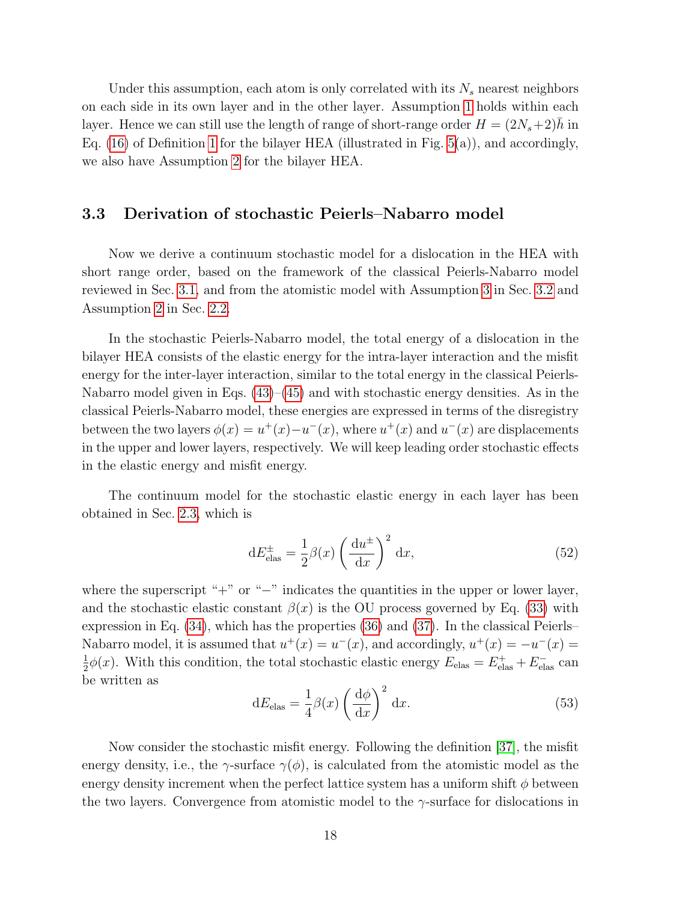Under this assumption, each atom is only correlated with its $N_s$ nearest neighbors on each side in its own layer and in the other layer. Assumption 1 holds within each layer. Hence we can still use the length of range of short-range order $H = (2N_s+2)\bar{h}$ in Eq. (16) of Definition 1 for the bilayer HEA (illustrated in Fig. 5(a)), and accordingly, we also have Assumption 2 for the bilayer HEA.

### 3.3 Derivation of stochastic Peierls–Nabarro model

Now we derive a continuum stochastic model for a dislocation in the HEA with short range order, based on the framework of the classical Peierls-Nabarro model reviewed in Sec. 3.1, and from the atomistic model with Assumption 3 in Sec. 3.2 and Assumption 2 in Sec. 2.2.

In the stochastic Peierls-Nabarro model, the total energy of a dislocation in the bilayer HEA consists of the elastic energy for the intra-layer interaction and the misfit energy for the inter-layer interaction, similar to the total energy in the classical Peierls-Nabarro model given in Eqs. (43)–(45) and with stochastic energy densities. As in the classical Peierls-Nabarro model, these energies are expressed in terms of the disregistry between the two layers $\phi(x) = u^+(x) - u^-(x)$, where $u^+(x)$ and $u^-(x)$ are displacements in the upper and lower layers, respectively. We will keep leading order stochastic effects in the elastic energy and misfit energy.

The continuum model for the stochastic elastic energy in each layer has been obtained in Sec. 2.3, which is

$$\mathrm{d}E_{\mathrm{elas}}^{\pm} = \frac{1}{2}\beta(x)\left(\frac{\mathrm{d}u^{\pm}}{\mathrm{d}x}\right)^2 \mathrm{d}x, \tag{52}$$

where the superscript "+" or "−" indicates the quantities in the upper or lower layer, and the stochastic elastic constant $\beta(x)$ is the OU process governed by Eq. (33) with expression in Eq. (34), which has the properties (36) and (37). In the classical Peierls–Nabarro model, it is assumed that $u^+(x) = u^-(x)$, and accordingly, $u^+(x) = -u^-(x) = \frac{1}{2}\phi(x)$. With this condition, the total stochastic elastic energy $E_{\mathrm{elas}} = E_{\mathrm{elas}}^+ + E_{\mathrm{elas}}^-$ can be written as

$$\mathrm{d}E_{\mathrm{elas}} = \frac{1}{4}\beta(x)\left(\frac{\mathrm{d}\phi}{\mathrm{d}x}\right)^2 \mathrm{d}x. \tag{53}$$

Now consider the stochastic misfit energy. Following the definition [37], the misfit energy density, i.e., the $\gamma$-surface $\gamma(\phi)$, is calculated from the atomistic model as the energy density increment when the perfect lattice system has a uniform shift $\phi$ between the two layers. Convergence from atomistic model to the $\gamma$-surface for dislocations in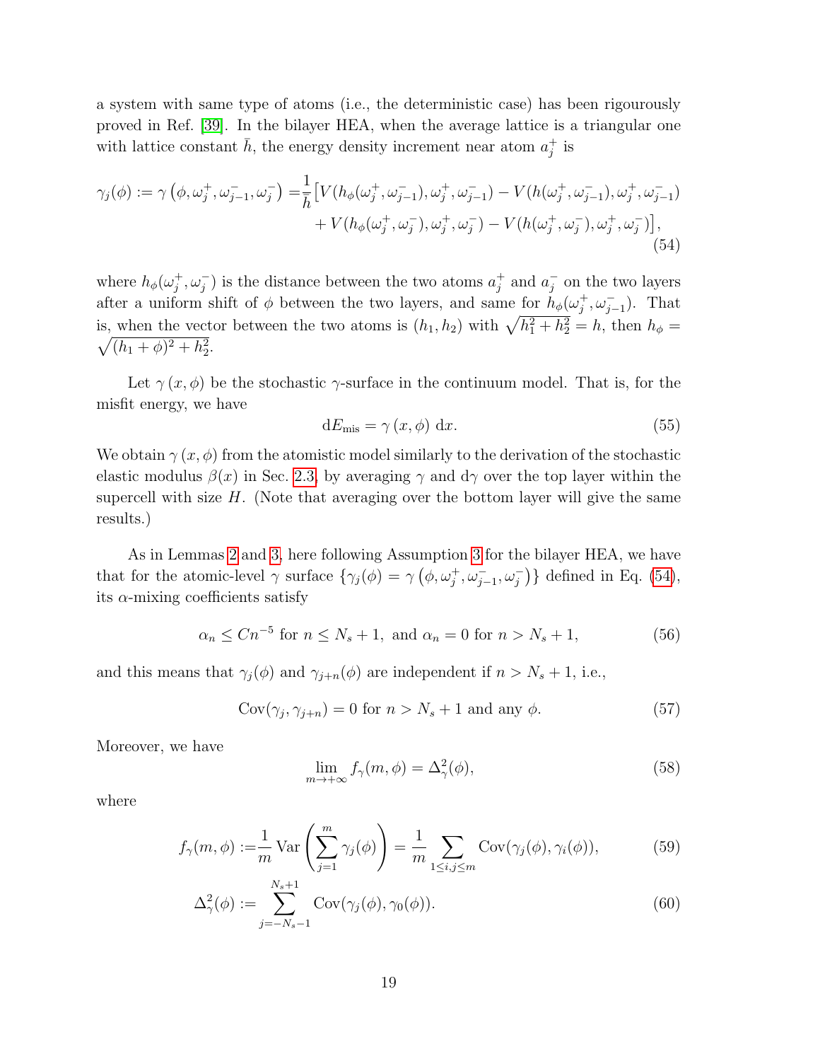a system with same type of atoms (i.e., the deterministic case) has been rigourously proved in Ref. [39]. In the bilayer HEA, when the average lattice is a triangular one with lattice constant $\bar{h}$, the energy density increment near atom $a_j^+$ is

$$
\begin{aligned}
\gamma_j(\phi) := \gamma\left(\phi, \omega_j^+, \omega_{j-1}^-, \omega_j^-\right) =& \frac{1}{\bar{h}}\big[V(h_\phi(\omega_j^+, \omega_{j-1}^-), \omega_j^+, \omega_{j-1}^-) - V(h(\omega_j^+, \omega_{j-1}^-), \omega_j^+, \omega_{j-1}^-) \\
&+ V(h_\phi(\omega_j^+, \omega_j^-), \omega_j^+, \omega_j^-) - V(h(\omega_j^+, \omega_j^-), \omega_j^+, \omega_j^-)\big],
\end{aligned}
\tag{54}
$$

where $h_\phi(\omega_j^+, \omega_j^-)$ is the distance between the two atoms $a_j^+$ and $a_j^-$ on the two layers after a uniform shift of $\phi$ between the two layers, and same for $h_\phi(\omega_j^+, \omega_{j-1}^-)$. That is, when the vector between the two atoms is $(h_1, h_2)$ with $\sqrt{h_1^2 + h_2^2} = h$, then $h_\phi = \sqrt{(h_1 + \phi)^2 + h_2^2}$.

Let $\gamma\left(x, \phi\right)$ be the stochastic $\gamma$-surface in the continuum model. That is, for the misfit energy, we have

$$
\mathrm{d}E_{\mathrm{mis}} = \gamma\left(x, \phi\right)\,\mathrm{d}x. \tag{55}
$$

We obtain $\gamma\left(x, \phi\right)$ from the atomistic model similarly to the derivation of the stochastic elastic modulus $\beta(x)$ in Sec. 2.3, by averaging $\gamma$ and $\mathrm{d}\gamma$ over the top layer within the supercell with size $H$. (Note that averaging over the bottom layer will give the same results.)

As in Lemmas 2 and 3, here following Assumption 3 for the bilayer HEA, we have that for the atomic-level $\gamma$ surface $\{\gamma_j(\phi) = \gamma\left(\phi, \omega_j^+, \omega_{j-1}^-, \omega_j^-\right)\}$ defined in Eq. (54), its $\alpha$-mixing coefficients satisfy

$$
\alpha_n \le C n^{-5} \text{ for } n \le N_s + 1, \text{ and } \alpha_n = 0 \text{ for } n > N_s + 1, \tag{56}
$$

and this means that $\gamma_j(\phi)$ and $\gamma_{j+n}(\phi)$ are independent if $n > N_s + 1$, i.e.,

$$
\mathrm{Cov}(\gamma_j, \gamma_{j+n}) = 0 \text{ for } n > N_s + 1 \text{ and any } \phi. \tag{57}
$$

Moreover, we have

$$
\lim_{m \to +\infty} f_\gamma(m, \phi) = \Delta_\gamma^2(\phi), \tag{58}
$$

where

$$
f_\gamma(m, \phi) := \frac{1}{m}\,\mathrm{Var}\left(\sum_{j=1}^{m} \gamma_j(\phi)\right) = \frac{1}{m}\sum_{1 \le i,j \le m} \mathrm{Cov}(\gamma_j(\phi), \gamma_i(\phi)), \tag{59}
$$

$$
\Delta_\gamma^2(\phi) := \sum_{j=-N_s-1}^{N_s+1} \mathrm{Cov}(\gamma_j(\phi), \gamma_0(\phi)). \tag{60}
$$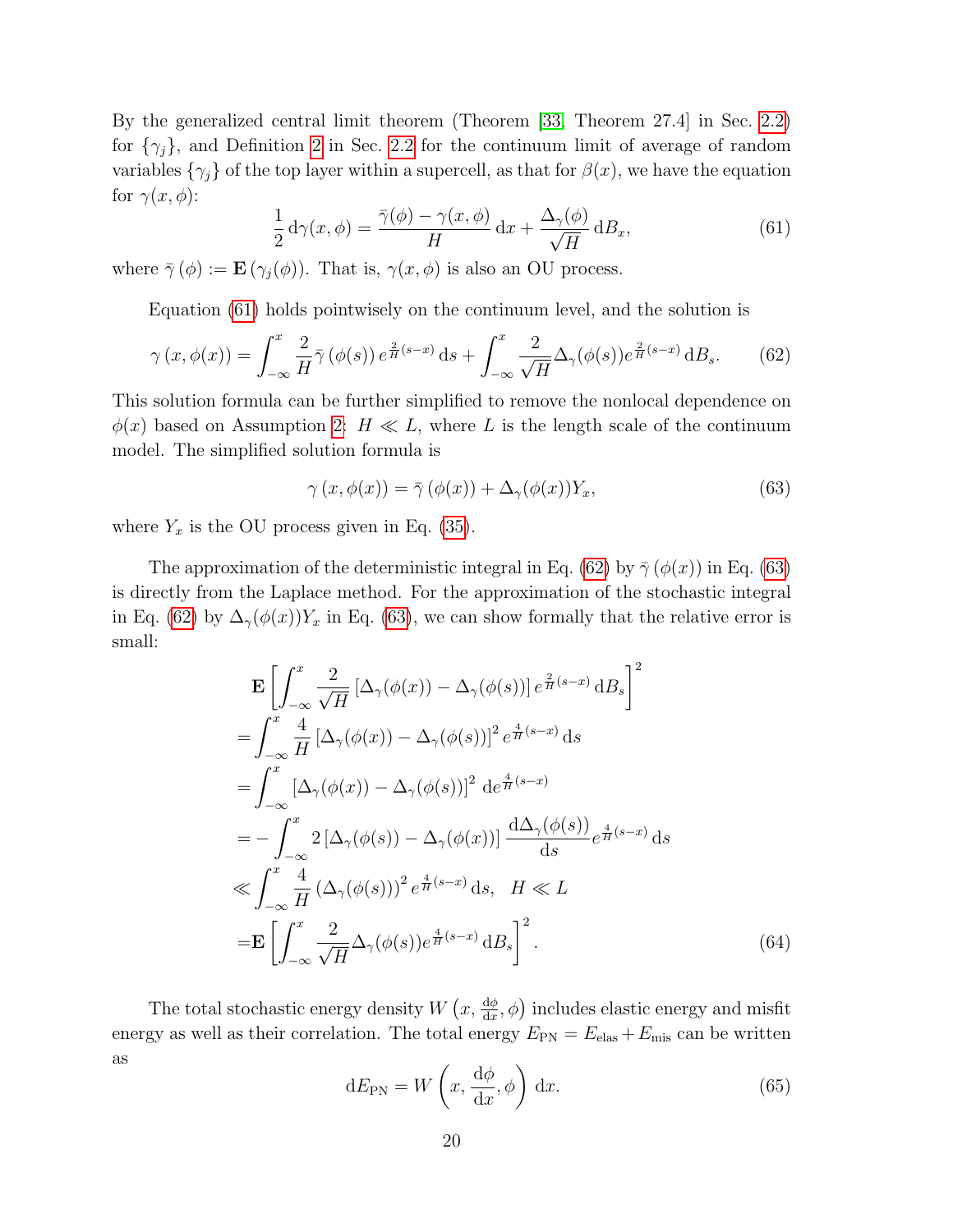By the generalized central limit theorem (Theorem [33, Theorem 27.4] in Sec. 2.2) for $\{\gamma_j\}$, and Definition 2 in Sec. 2.2 for the continuum limit of average of random variables $\{\gamma_j\}$ of the top layer within a supercell, as that for $\beta(x)$, we have the equation for $\gamma(x,\phi)$:

$$\frac{1}{2}\,\mathrm{d}\gamma(x,\phi) = \frac{\bar{\gamma}(\phi)-\gamma(x,\phi)}{H}\,\mathrm{d}x + \frac{\Delta_\gamma(\phi)}{\sqrt{H}}\,\mathrm{d}B_x, \tag{61}$$

where $\bar{\gamma}\,(\phi) := \mathbf{E}\,(\gamma_j(\phi))$. That is, $\gamma(x,\phi)$ is also an OU process.

Equation (61) holds pointwisely on the continuum level, and the solution is

$$\gamma\,(x,\phi(x)) = \int_{-\infty}^{x} \frac{2}{H}\bar{\gamma}\,(\phi(s))\,e^{\frac{2}{H}(s-x)}\,\mathrm{d}s + \int_{-\infty}^{x} \frac{2}{\sqrt{H}}\Delta_\gamma(\phi(s))e^{\frac{2}{H}(s-x)}\,\mathrm{d}B_s. \tag{62}$$

This solution formula can be further simplified to remove the nonlocal dependence on $\phi(x)$ based on Assumption 2: $H \ll L$, where $L$ is the length scale of the continuum model. The simplified solution formula is

$$\gamma\,(x,\phi(x)) = \bar{\gamma}\,(\phi(x)) + \Delta_\gamma(\phi(x))Y_x, \tag{63}$$

where $Y_x$ is the OU process given in Eq. (35).

The approximation of the deterministic integral in Eq. (62) by $\bar{\gamma}\,(\phi(x))$ in Eq. (63) is directly from the Laplace method. For the approximation of the stochastic integral in Eq. (62) by $\Delta_\gamma(\phi(x))Y_x$ in Eq. (63), we can show formally that the relative error is small:

$$\begin{aligned}
&\mathbf{E}\left[\int_{-\infty}^{x} \frac{2}{\sqrt{H}}\left[\Delta_\gamma(\phi(x)) - \Delta_\gamma(\phi(s))\right]e^{\frac{2}{H}(s-x)}\,\mathrm{d}B_s\right]^2 \\
=&\int_{-\infty}^{x} \frac{4}{H}\left[\Delta_\gamma(\phi(x)) - \Delta_\gamma(\phi(s))\right]^2 e^{\frac{4}{H}(s-x)}\,\mathrm{d}s \\
=&\int_{-\infty}^{x} \left[\Delta_\gamma(\phi(x)) - \Delta_\gamma(\phi(s))\right]^2\,\mathrm{d}e^{\frac{4}{H}(s-x)} \\
=&-\int_{-\infty}^{x} 2\left[\Delta_\gamma(\phi(s)) - \Delta_\gamma(\phi(x))\right]\frac{\mathrm{d}\Delta_\gamma(\phi(s))}{\mathrm{d}s}e^{\frac{4}{H}(s-x)}\,\mathrm{d}s \\
\ll&\int_{-\infty}^{x} \frac{4}{H}\left(\Delta_\gamma(\phi(s))\right)^2 e^{\frac{4}{H}(s-x)}\,\mathrm{d}s, \quad H \ll L \\
=&\mathbf{E}\left[\int_{-\infty}^{x} \frac{2}{\sqrt{H}}\Delta_\gamma(\phi(s))e^{\frac{4}{H}(s-x)}\,\mathrm{d}B_s\right]^2.
\end{aligned} \tag{64}$$

The total stochastic energy density $W\left(x, \frac{\mathrm{d}\phi}{\mathrm{d}x}, \phi\right)$ includes elastic energy and misfit energy as well as their correlation. The total energy $E_{\mathrm{PN}} = E_{\mathrm{elas}} + E_{\mathrm{mis}}$ can be written as

$$\mathrm{d}E_{\mathrm{PN}} = W\left(x, \frac{\mathrm{d}\phi}{\mathrm{d}x}, \phi\right)\,\mathrm{d}x. \tag{65}$$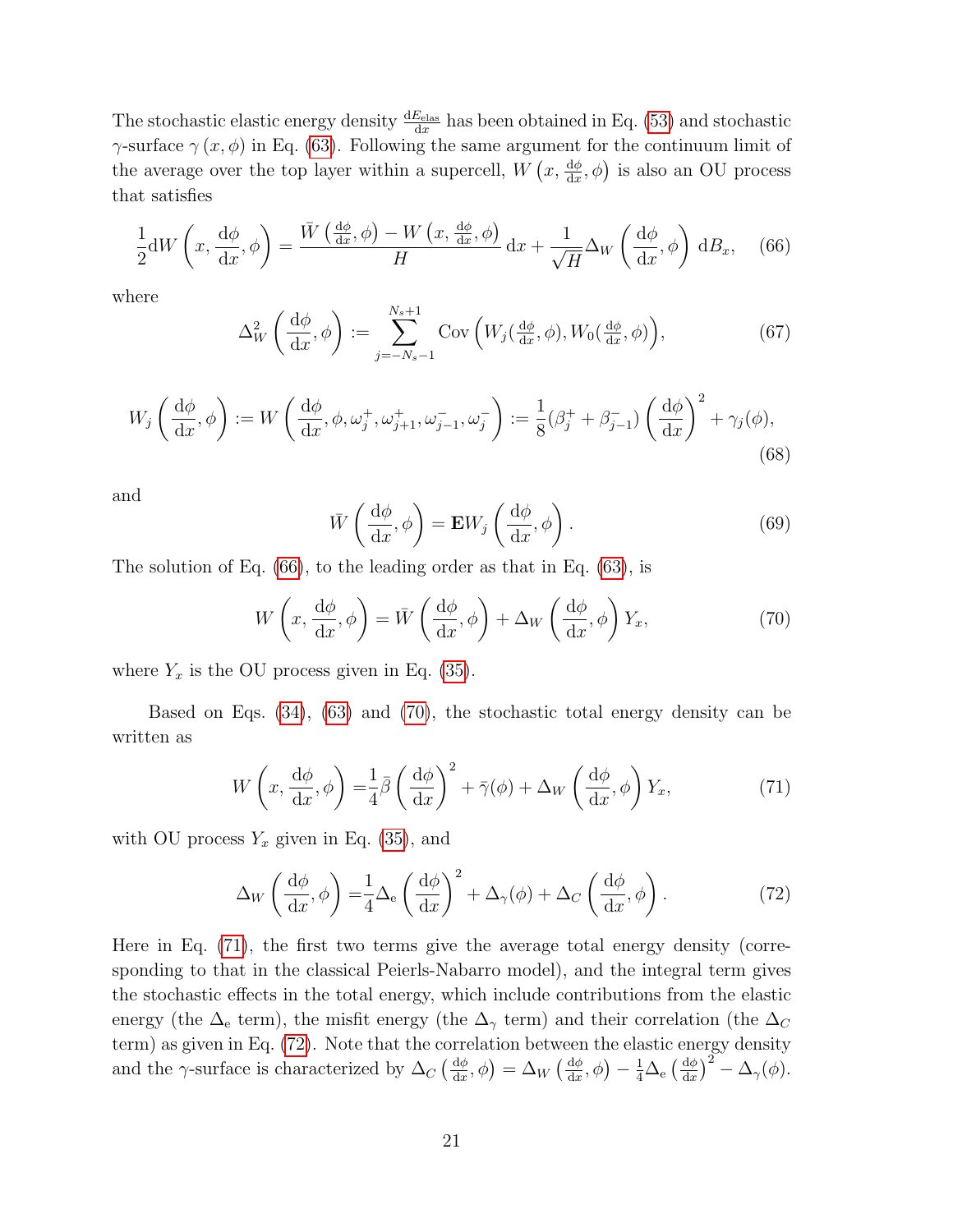The stochastic elastic energy density $\frac{\mathrm{d}E_{\mathrm{elas}}}{\mathrm{d}x}$ has been obtained in Eq. (53) and stochastic $\gamma$-surface $\gamma(x, \phi)$ in Eq. (63). Following the same argument for the continuum limit of the average over the top layer within a supercell, $W\left(x, \frac{\mathrm{d}\phi}{\mathrm{d}x}, \phi\right)$ is also an OU process that satisfies

$$\frac{1}{2}\mathrm{d}W\left(x, \frac{\mathrm{d}\phi}{\mathrm{d}x}, \phi\right) = \frac{\bar{W}\left(\frac{\mathrm{d}\phi}{\mathrm{d}x}, \phi\right) - W\left(x, \frac{\mathrm{d}\phi}{\mathrm{d}x}, \phi\right)}{H}\mathrm{d}x + \frac{1}{\sqrt{H}}\Delta_W\left(\frac{\mathrm{d}\phi}{\mathrm{d}x}, \phi\right)\mathrm{d}B_x, \tag{66}$$

where

$$\Delta_W^2\left(\frac{\mathrm{d}\phi}{\mathrm{d}x}, \phi\right) := \sum_{j=-N_s-1}^{N_s+1} \mathrm{Cov}\left(W_j(\tfrac{\mathrm{d}\phi}{\mathrm{d}x}, \phi), W_0(\tfrac{\mathrm{d}\phi}{\mathrm{d}x}, \phi)\right), \tag{67}$$

$$W_j\left(\frac{\mathrm{d}\phi}{\mathrm{d}x}, \phi\right) := W\left(\frac{\mathrm{d}\phi}{\mathrm{d}x}, \phi, \omega_j^+, \omega_{j+1}^+, \omega_{j-1}^-, \omega_j^-\right) := \frac{1}{8}(\beta_j^+ + \beta_{j-1}^-)\left(\frac{\mathrm{d}\phi}{\mathrm{d}x}\right)^2 + \gamma_j(\phi), \tag{68}$$

and

$$\bar{W}\left(\frac{\mathrm{d}\phi}{\mathrm{d}x}, \phi\right) = \mathbf{E}W_j\left(\frac{\mathrm{d}\phi}{\mathrm{d}x}, \phi\right). \tag{69}$$

The solution of Eq. (66), to the leading order as that in Eq. (63), is

$$W\left(x, \frac{\mathrm{d}\phi}{\mathrm{d}x}, \phi\right) = \bar{W}\left(\frac{\mathrm{d}\phi}{\mathrm{d}x}, \phi\right) + \Delta_W\left(\frac{\mathrm{d}\phi}{\mathrm{d}x}, \phi\right)Y_x, \tag{70}$$

where $Y_x$ is the OU process given in Eq. (35).

Based on Eqs. (34), (63) and (70), the stochastic total energy density can be written as

$$W\left(x, \frac{\mathrm{d}\phi}{\mathrm{d}x}, \phi\right) = \frac{1}{4}\bar{\beta}\left(\frac{\mathrm{d}\phi}{\mathrm{d}x}\right)^2 + \bar{\gamma}(\phi) + \Delta_W\left(\frac{\mathrm{d}\phi}{\mathrm{d}x}, \phi\right)Y_x, \tag{71}$$

with OU process $Y_x$ given in Eq. (35), and

$$\Delta_W\left(\frac{\mathrm{d}\phi}{\mathrm{d}x}, \phi\right) = \frac{1}{4}\Delta_{\mathrm{e}}\left(\frac{\mathrm{d}\phi}{\mathrm{d}x}\right)^2 + \Delta_\gamma(\phi) + \Delta_C\left(\frac{\mathrm{d}\phi}{\mathrm{d}x}, \phi\right). \tag{72}$$

Here in Eq. (71), the first two terms give the average total energy density (corresponding to that in the classical Peierls-Nabarro model), and the integral term gives the stochastic effects in the total energy, which include contributions from the elastic energy (the $\Delta_{\mathrm{e}}$ term), the misfit energy (the $\Delta_\gamma$ term) and their correlation (the $\Delta_C$ term) as given in Eq. (72). Note that the correlation between the elastic energy density and the $\gamma$-surface is characterized by $\Delta_C\left(\frac{\mathrm{d}\phi}{\mathrm{d}x}, \phi\right) = \Delta_W\left(\frac{\mathrm{d}\phi}{\mathrm{d}x}, \phi\right) - \frac{1}{4}\Delta_{\mathrm{e}}\left(\frac{\mathrm{d}\phi}{\mathrm{d}x}\right)^2 - \Delta_\gamma(\phi)$.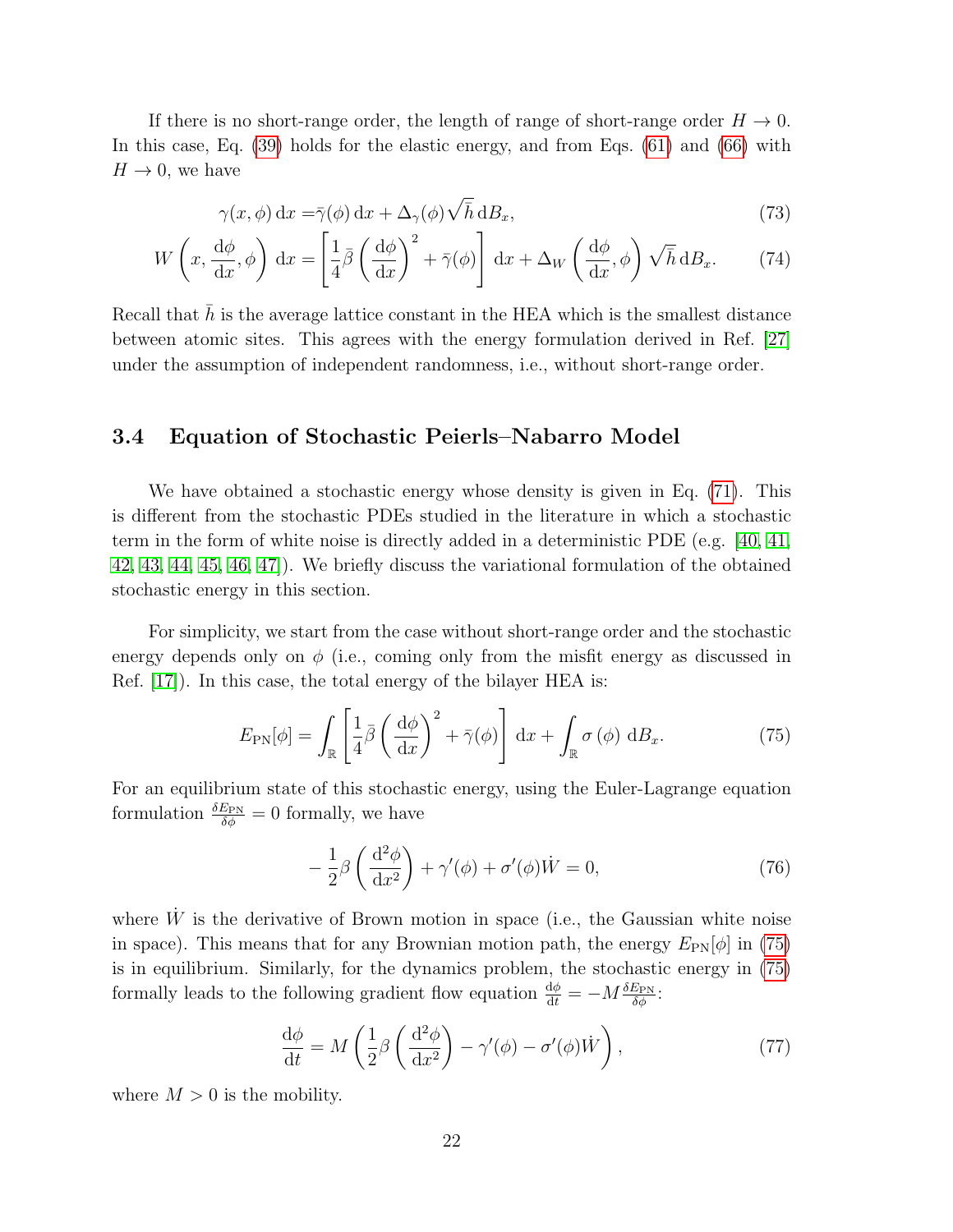If there is no short-range order, the length of range of short-range order $H \to 0$. In this case, Eq. (39) holds for the elastic energy, and from Eqs. (61) and (66) with $H \to 0$, we have

$$
\begin{aligned}
\gamma(x, \phi)\,\mathrm{d}x =& \bar{\gamma}(\phi)\,\mathrm{d}x + \Delta_\gamma(\phi)\sqrt{\bar{h}}\,\mathrm{d}B_x, & (73)\\
W\left(x, \frac{\mathrm{d}\phi}{\mathrm{d}x}, \phi\right)\,\mathrm{d}x =& \left[\frac{1}{4}\bar{\beta}\left(\frac{\mathrm{d}\phi}{\mathrm{d}x}\right)^2 + \bar{\gamma}(\phi)\right]\,\mathrm{d}x + \Delta_W\left(\frac{\mathrm{d}\phi}{\mathrm{d}x}, \phi\right)\sqrt{\bar{h}}\,\mathrm{d}B_x. & (74)
\end{aligned}
$$

Recall that $\bar{h}$ is the average lattice constant in the HEA which is the smallest distance between atomic sites. This agrees with the energy formulation derived in Ref. [27] under the assumption of independent randomness, i.e., without short-range order.

### 3.4 Equation of Stochastic Peierls–Nabarro Model

We have obtained a stochastic energy whose density is given in Eq. (71). This is different from the stochastic PDEs studied in the literature in which a stochastic term in the form of white noise is directly added in a deterministic PDE (e.g. [40, 41, 42, 43, 44, 45, 46, 47]). We briefly discuss the variational formulation of the obtained stochastic energy in this section.

For simplicity, we start from the case without short-range order and the stochastic energy depends only on $\phi$ (i.e., coming only from the misfit energy as discussed in Ref. [17]). In this case, the total energy of the bilayer HEA is:

$$
E_{\mathrm{PN}}[\phi] = \int_{\mathbb{R}} \left[\frac{1}{4}\bar{\beta}\left(\frac{\mathrm{d}\phi}{\mathrm{d}x}\right)^2 + \bar{\gamma}(\phi)\right]\,\mathrm{d}x + \int_{\mathbb{R}} \sigma(\phi)\,\mathrm{d}B_x. \tag{75}
$$

For an equilibrium state of this stochastic energy, using the Euler-Lagrange equation formulation $\frac{\delta E_{\mathrm{PN}}}{\delta \phi} = 0$ formally, we have

$$
-\frac{1}{2}\beta\left(\frac{\mathrm{d}^2\phi}{\mathrm{d}x^2}\right) + \gamma'(\phi) + \sigma'(\phi)\dot{W} = 0, \tag{76}
$$

where $\dot{W}$ is the derivative of Brown motion in space (i.e., the Gaussian white noise in space). This means that for any Brownian motion path, the energy $E_{\mathrm{PN}}[\phi]$ in (75) is in equilibrium. Similarly, for the dynamics problem, the stochastic energy in (75) formally leads to the following gradient flow equation $\frac{\mathrm{d}\phi}{\mathrm{d}t} = -M\frac{\delta E_{\mathrm{PN}}}{\delta \phi}$:

$$
\frac{\mathrm{d}\phi}{\mathrm{d}t} = M\left(\frac{1}{2}\beta\left(\frac{\mathrm{d}^2\phi}{\mathrm{d}x^2}\right) - \gamma'(\phi) - \sigma'(\phi)\dot{W}\right), \tag{77}
$$

where $M > 0$ is the mobility.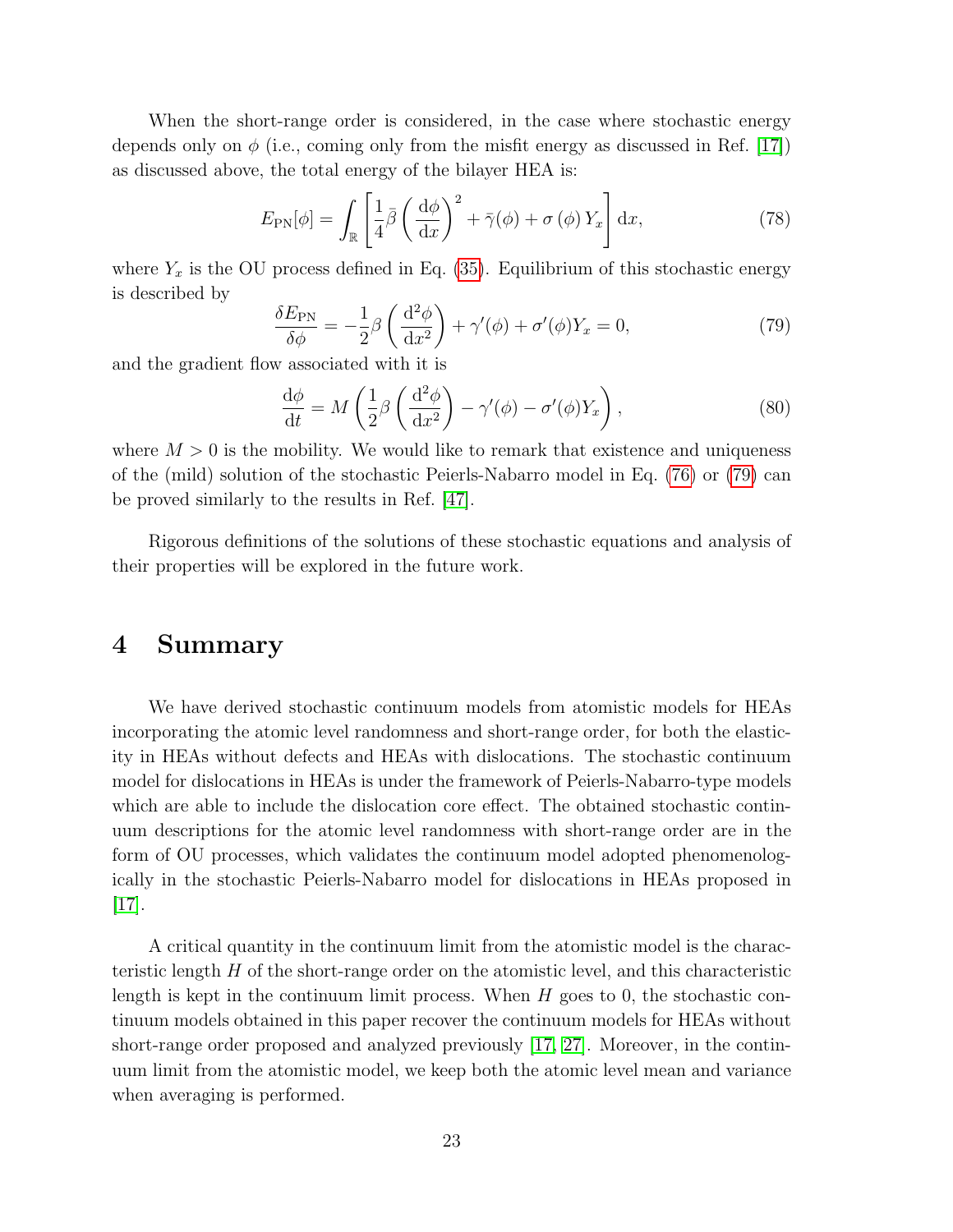When the short-range order is considered, in the case where stochastic energy depends only on $\phi$ (i.e., coming only from the misfit energy as discussed in Ref. [17]) as discussed above, the total energy of the bilayer HEA is:

$$E_{\rm PN}[\phi] = \int_{\mathbb{R}} \left[ \frac{1}{4}\bar{\beta}\left(\frac{\mathrm{d}\phi}{\mathrm{d}x}\right)^2 + \bar{\gamma}(\phi) + \sigma(\phi)\, Y_x \right] \mathrm{d}x, \tag{78}$$

where $Y_x$ is the OU process defined in Eq. (35). Equilibrium of this stochastic energy is described by

$$\frac{\delta E_{\rm PN}}{\delta \phi} = -\frac{1}{2}\beta\left(\frac{\mathrm{d}^2\phi}{\mathrm{d}x^2}\right) + \gamma'(\phi) + \sigma'(\phi)Y_x = 0, \tag{79}$$

and the gradient flow associated with it is

$$\frac{\mathrm{d}\phi}{\mathrm{d}t} = M\left(\frac{1}{2}\beta\left(\frac{\mathrm{d}^2\phi}{\mathrm{d}x^2}\right) - \gamma'(\phi) - \sigma'(\phi)Y_x\right), \tag{80}$$

where $M > 0$ is the mobility. We would like to remark that existence and uniqueness of the (mild) solution of the stochastic Peierls-Nabarro model in Eq. (76) or (79) can be proved similarly to the results in Ref. [47].

Rigorous definitions of the solutions of these stochastic equations and analysis of their properties will be explored in the future work.

# 4 Summary

We have derived stochastic continuum models from atomistic models for HEAs incorporating the atomic level randomness and short-range order, for both the elasticity in HEAs without defects and HEAs with dislocations. The stochastic continuum model for dislocations in HEAs is under the framework of Peierls-Nabarro-type models which are able to include the dislocation core effect. The obtained stochastic continuum descriptions for the atomic level randomness with short-range order are in the form of OU processes, which validates the continuum model adopted phenomenologically in the stochastic Peierls-Nabarro model for dislocations in HEAs proposed in [17].

A critical quantity in the continuum limit from the atomistic model is the characteristic length $H$ of the short-range order on the atomistic level, and this characteristic length is kept in the continuum limit process. When $H$ goes to 0, the stochastic continuum models obtained in this paper recover the continuum models for HEAs without short-range order proposed and analyzed previously [17, 27]. Moreover, in the continuum limit from the atomistic model, we keep both the atomic level mean and variance when averaging is performed.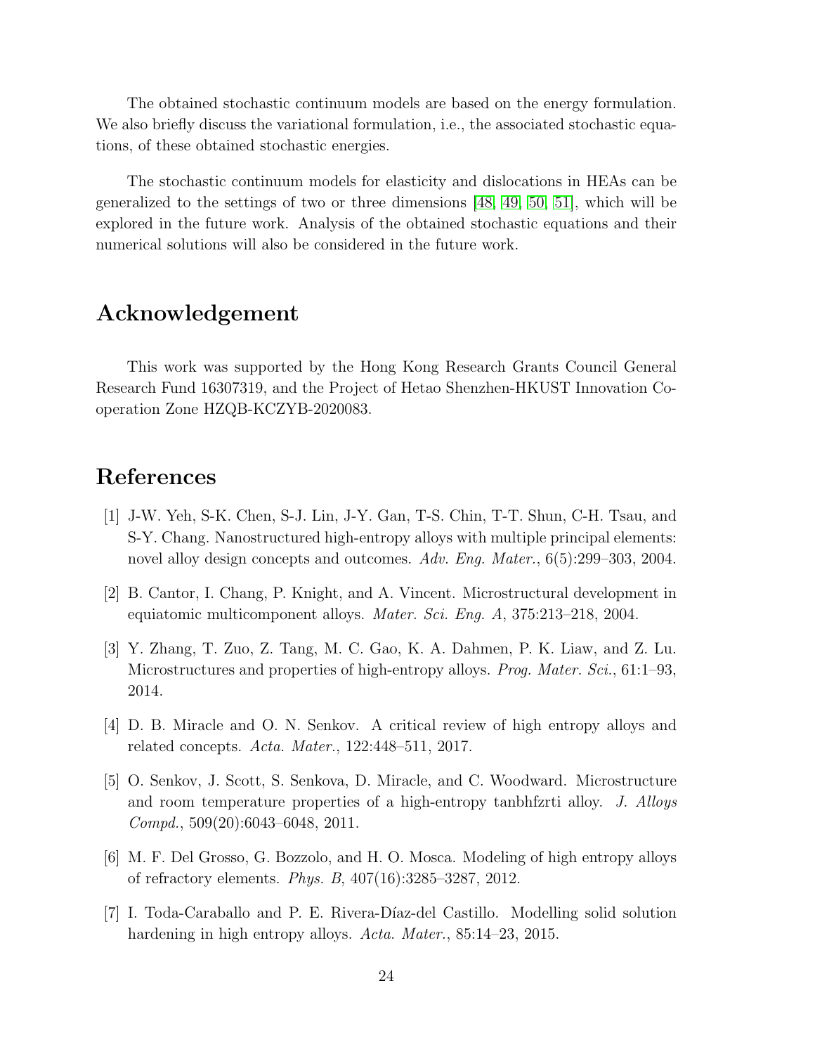The obtained stochastic continuum models are based on the energy formulation. We also briefly discuss the variational formulation, i.e., the associated stochastic equations, of these obtained stochastic energies.

The stochastic continuum models for elasticity and dislocations in HEAs can be generalized to the settings of two or three dimensions [48, 49, 50, 51], which will be explored in the future work. Analysis of the obtained stochastic equations and their numerical solutions will also be considered in the future work.

## Acknowledgement

This work was supported by the Hong Kong Research Grants Council General Research Fund 16307319, and the Project of Hetao Shenzhen-HKUST Innovation Cooperation Zone HZQB-KCZYB-2020083.

## References

[1] J-W. Yeh, S-K. Chen, S-J. Lin, J-Y. Gan, T-S. Chin, T-T. Shun, C-H. Tsau, and S-Y. Chang. Nanostructured high-entropy alloys with multiple principal elements: novel alloy design concepts and outcomes. *Adv. Eng. Mater.*, 6(5):299–303, 2004.

[2] B. Cantor, I. Chang, P. Knight, and A. Vincent. Microstructural development in equiatomic multicomponent alloys. *Mater. Sci. Eng. A*, 375:213–218, 2004.

[3] Y. Zhang, T. Zuo, Z. Tang, M. C. Gao, K. A. Dahmen, P. K. Liaw, and Z. Lu. Microstructures and properties of high-entropy alloys. *Prog. Mater. Sci.*, 61:1–93, 2014.

[4] D. B. Miracle and O. N. Senkov. A critical review of high entropy alloys and related concepts. *Acta. Mater.*, 122:448–511, 2017.

[5] O. Senkov, J. Scott, S. Senkova, D. Miracle, and C. Woodward. Microstructure and room temperature properties of a high-entropy tanbhfzrti alloy. *J. Alloys Compd.*, 509(20):6043–6048, 2011.

[6] M. F. Del Grosso, G. Bozzolo, and H. O. Mosca. Modeling of high entropy alloys of refractory elements. *Phys. B*, 407(16):3285–3287, 2012.

[7] I. Toda-Caraballo and P. E. Rivera-Díaz-del Castillo. Modelling solid solution hardening in high entropy alloys. *Acta. Mater.*, 85:14–23, 2015.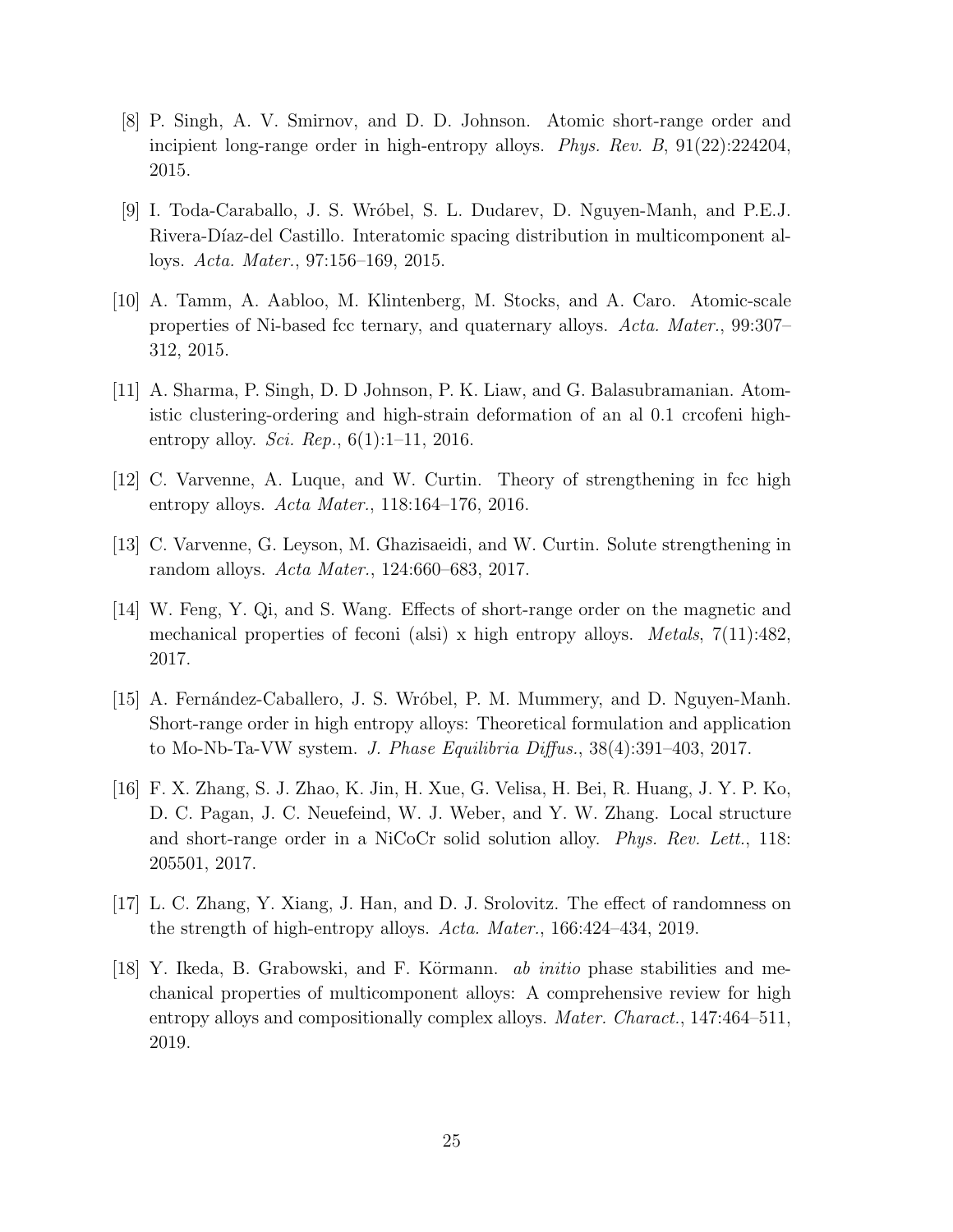[8] P. Singh, A. V. Smirnov, and D. D. Johnson. Atomic short-range order and incipient long-range order in high-entropy alloys. *Phys. Rev. B*, 91(22):224204, 2015.

[9] I. Toda-Caraballo, J. S. Wróbel, S. L. Dudarev, D. Nguyen-Manh, and P.E.J. Rivera-Díaz-del Castillo. Interatomic spacing distribution in multicomponent alloys. *Acta. Mater.*, 97:156–169, 2015.

[10] A. Tamm, A. Aabloo, M. Klintenberg, M. Stocks, and A. Caro. Atomic-scale properties of Ni-based fcc ternary, and quaternary alloys. *Acta. Mater.*, 99:307–312, 2015.

[11] A. Sharma, P. Singh, D. D Johnson, P. K. Liaw, and G. Balasubramanian. Atomistic clustering-ordering and high-strain deformation of an al 0.1 crcofeni high-entropy alloy. *Sci. Rep.*, 6(1):1–11, 2016.

[12] C. Varvenne, A. Luque, and W. Curtin. Theory of strengthening in fcc high entropy alloys. *Acta Mater.*, 118:164–176, 2016.

[13] C. Varvenne, G. Leyson, M. Ghazisaeidi, and W. Curtin. Solute strengthening in random alloys. *Acta Mater.*, 124:660–683, 2017.

[14] W. Feng, Y. Qi, and S. Wang. Effects of short-range order on the magnetic and mechanical properties of feconi (alsi) x high entropy alloys. *Metals*, 7(11):482, 2017.

[15] A. Fernández-Caballero, J. S. Wróbel, P. M. Mummery, and D. Nguyen-Manh. Short-range order in high entropy alloys: Theoretical formulation and application to Mo-Nb-Ta-VW system. *J. Phase Equilibria Diffus.*, 38(4):391–403, 2017.

[16] F. X. Zhang, S. J. Zhao, K. Jin, H. Xue, G. Velisa, H. Bei, R. Huang, J. Y. P. Ko, D. C. Pagan, J. C. Neuefeind, W. J. Weber, and Y. W. Zhang. Local structure and short-range order in a NiCoCr solid solution alloy. *Phys. Rev. Lett.*, 118: 205501, 2017.

[17] L. C. Zhang, Y. Xiang, J. Han, and D. J. Srolovitz. The effect of randomness on the strength of high-entropy alloys. *Acta. Mater.*, 166:424–434, 2019.

[18] Y. Ikeda, B. Grabowski, and F. Körmann. *ab initio* phase stabilities and mechanical properties of multicomponent alloys: A comprehensive review for high entropy alloys and compositionally complex alloys. *Mater. Charact.*, 147:464–511, 2019.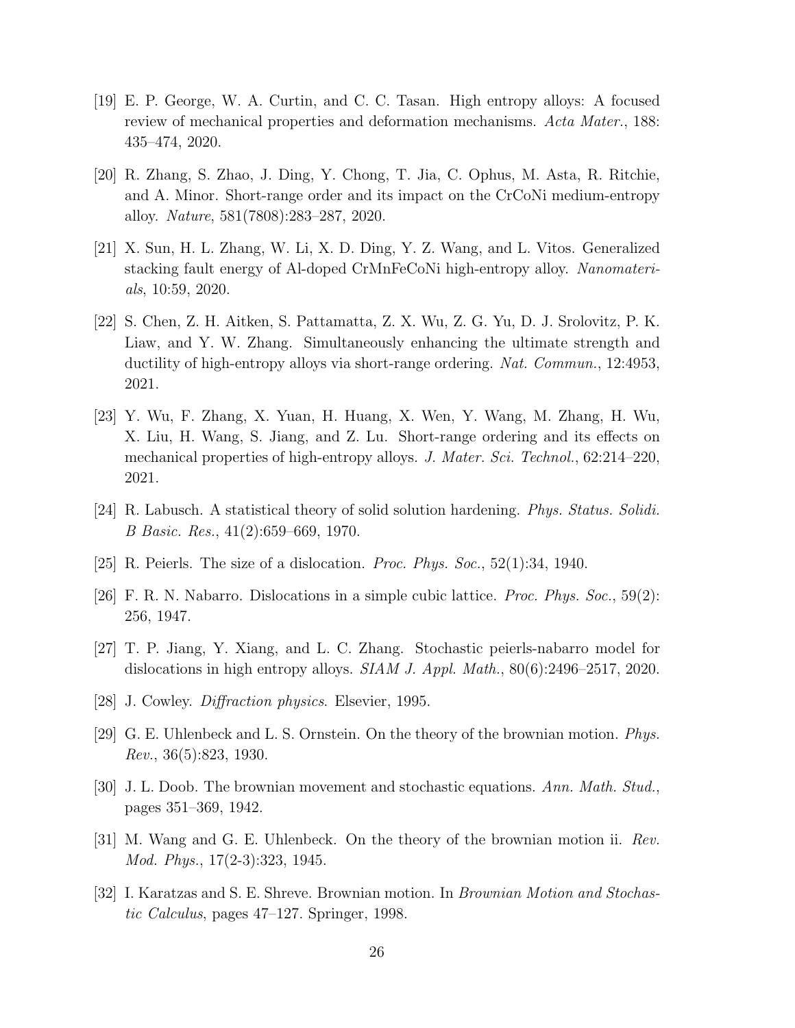[19] E. P. George, W. A. Curtin, and C. C. Tasan. High entropy alloys: A focused review of mechanical properties and deformation mechanisms. *Acta Mater.*, 188: 435–474, 2020.

[20] R. Zhang, S. Zhao, J. Ding, Y. Chong, T. Jia, C. Ophus, M. Asta, R. Ritchie, and A. Minor. Short-range order and its impact on the CrCoNi medium-entropy alloy. *Nature*, 581(7808):283–287, 2020.

[21] X. Sun, H. L. Zhang, W. Li, X. D. Ding, Y. Z. Wang, and L. Vitos. Generalized stacking fault energy of Al-doped CrMnFeCoNi high-entropy alloy. *Nanomaterials*, 10:59, 2020.

[22] S. Chen, Z. H. Aitken, S. Pattamatta, Z. X. Wu, Z. G. Yu, D. J. Srolovitz, P. K. Liaw, and Y. W. Zhang. Simultaneously enhancing the ultimate strength and ductility of high-entropy alloys via short-range ordering. *Nat. Commun.*, 12:4953, 2021.

[23] Y. Wu, F. Zhang, X. Yuan, H. Huang, X. Wen, Y. Wang, M. Zhang, H. Wu, X. Liu, H. Wang, S. Jiang, and Z. Lu. Short-range ordering and its effects on mechanical properties of high-entropy alloys. *J. Mater. Sci. Technol.*, 62:214–220, 2021.

[24] R. Labusch. A statistical theory of solid solution hardening. *Phys. Status. Solidi. B Basic. Res.*, 41(2):659–669, 1970.

[25] R. Peierls. The size of a dislocation. *Proc. Phys. Soc.*, 52(1):34, 1940.

[26] F. R. N. Nabarro. Dislocations in a simple cubic lattice. *Proc. Phys. Soc.*, 59(2): 256, 1947.

[27] T. P. Jiang, Y. Xiang, and L. C. Zhang. Stochastic peierls-nabarro model for dislocations in high entropy alloys. *SIAM J. Appl. Math.*, 80(6):2496–2517, 2020.

[28] J. Cowley. *Diffraction physics*. Elsevier, 1995.

[29] G. E. Uhlenbeck and L. S. Ornstein. On the theory of the brownian motion. *Phys. Rev.*, 36(5):823, 1930.

[30] J. L. Doob. The brownian movement and stochastic equations. *Ann. Math. Stud.*, pages 351–369, 1942.

[31] M. Wang and G. E. Uhlenbeck. On the theory of the brownian motion ii. *Rev. Mod. Phys.*, 17(2-3):323, 1945.

[32] I. Karatzas and S. E. Shreve. Brownian motion. In *Brownian Motion and Stochastic Calculus*, pages 47–127. Springer, 1998.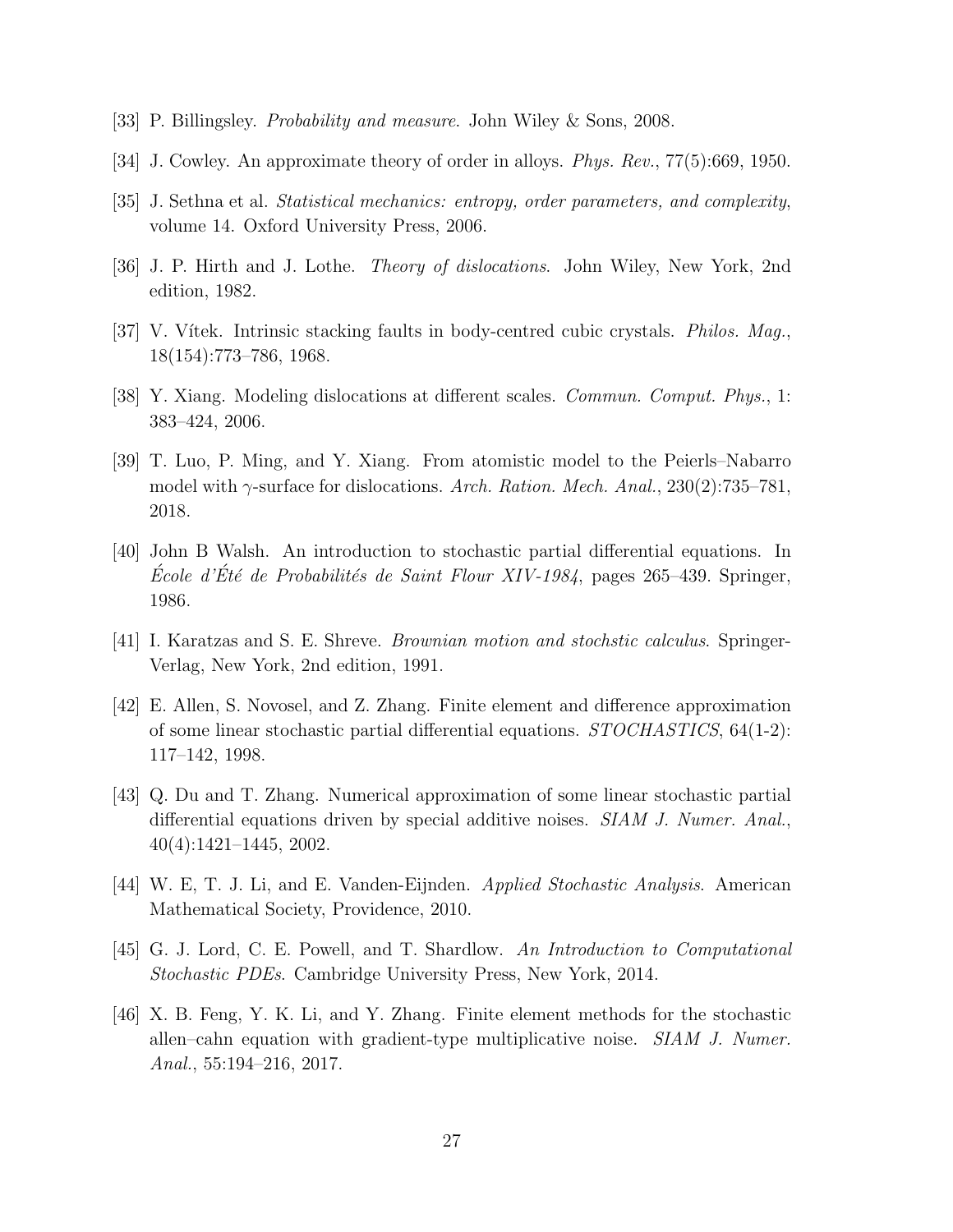[33] P. Billingsley. *Probability and measure*. John Wiley & Sons, 2008.

[34] J. Cowley. An approximate theory of order in alloys. *Phys. Rev.*, 77(5):669, 1950.

[35] J. Sethna et al. *Statistical mechanics: entropy, order parameters, and complexity*, volume 14. Oxford University Press, 2006.

[36] J. P. Hirth and J. Lothe. *Theory of dislocations*. John Wiley, New York, 2nd edition, 1982.

[37] V. Vítek. Intrinsic stacking faults in body-centred cubic crystals. *Philos. Mag.*, 18(154):773–786, 1968.

[38] Y. Xiang. Modeling dislocations at different scales. *Commun. Comput. Phys.*, 1: 383–424, 2006.

[39] T. Luo, P. Ming, and Y. Xiang. From atomistic model to the Peierls–Nabarro model with $\gamma$-surface for dislocations. *Arch. Ration. Mech. Anal.*, 230(2):735–781, 2018.

[40] John B Walsh. An introduction to stochastic partial differential equations. In *École d'Été de Probabilités de Saint Flour XIV-1984*, pages 265–439. Springer, 1986.

[41] I. Karatzas and S. E. Shreve. *Brownian motion and stochstic calculus*. Springer-Verlag, New York, 2nd edition, 1991.

[42] E. Allen, S. Novosel, and Z. Zhang. Finite element and difference approximation of some linear stochastic partial differential equations. *STOCHASTICS*, 64(1-2): 117–142, 1998.

[43] Q. Du and T. Zhang. Numerical approximation of some linear stochastic partial differential equations driven by special additive noises. *SIAM J. Numer. Anal.*, 40(4):1421–1445, 2002.

[44] W. E, T. J. Li, and E. Vanden-Eijnden. *Applied Stochastic Analysis*. American Mathematical Society, Providence, 2010.

[45] G. J. Lord, C. E. Powell, and T. Shardlow. *An Introduction to Computational Stochastic PDEs*. Cambridge University Press, New York, 2014.

[46] X. B. Feng, Y. K. Li, and Y. Zhang. Finite element methods for the stochastic allen–cahn equation with gradient-type multiplicative noise. *SIAM J. Numer. Anal.*, 55:194–216, 2017.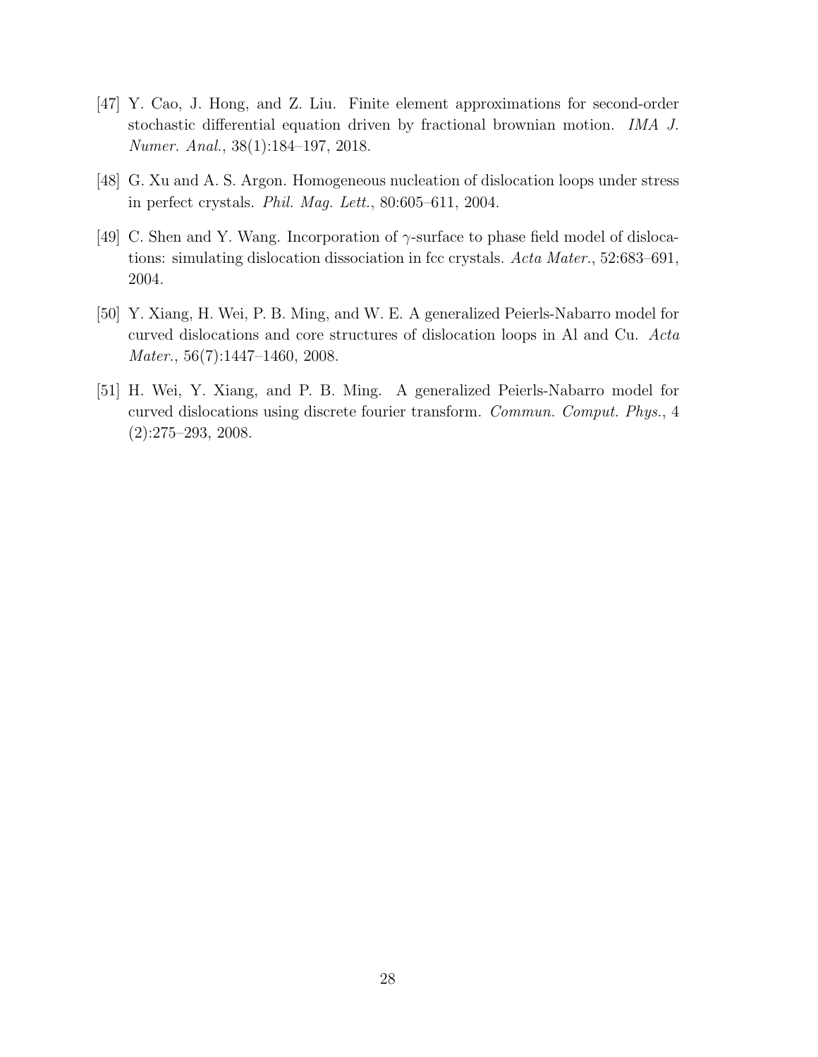[47] Y. Cao, J. Hong, and Z. Liu. Finite element approximations for second-order stochastic differential equation driven by fractional brownian motion. *IMA J. Numer. Anal.*, 38(1):184–197, 2018.

[48] G. Xu and A. S. Argon. Homogeneous nucleation of dislocation loops under stress in perfect crystals. *Phil. Mag. Lett.*, 80:605–611, 2004.

[49] C. Shen and Y. Wang. Incorporation of $\gamma$-surface to phase field model of dislocations: simulating dislocation dissociation in fcc crystals. *Acta Mater.*, 52:683–691, 2004.

[50] Y. Xiang, H. Wei, P. B. Ming, and W. E. A generalized Peierls-Nabarro model for curved dislocations and core structures of dislocation loops in Al and Cu. *Acta Mater.*, 56(7):1447–1460, 2008.

[51] H. Wei, Y. Xiang, and P. B. Ming. A generalized Peierls-Nabarro model for curved dislocations using discrete fourier transform. *Commun. Comput. Phys.*, 4 (2):275–293, 2008.